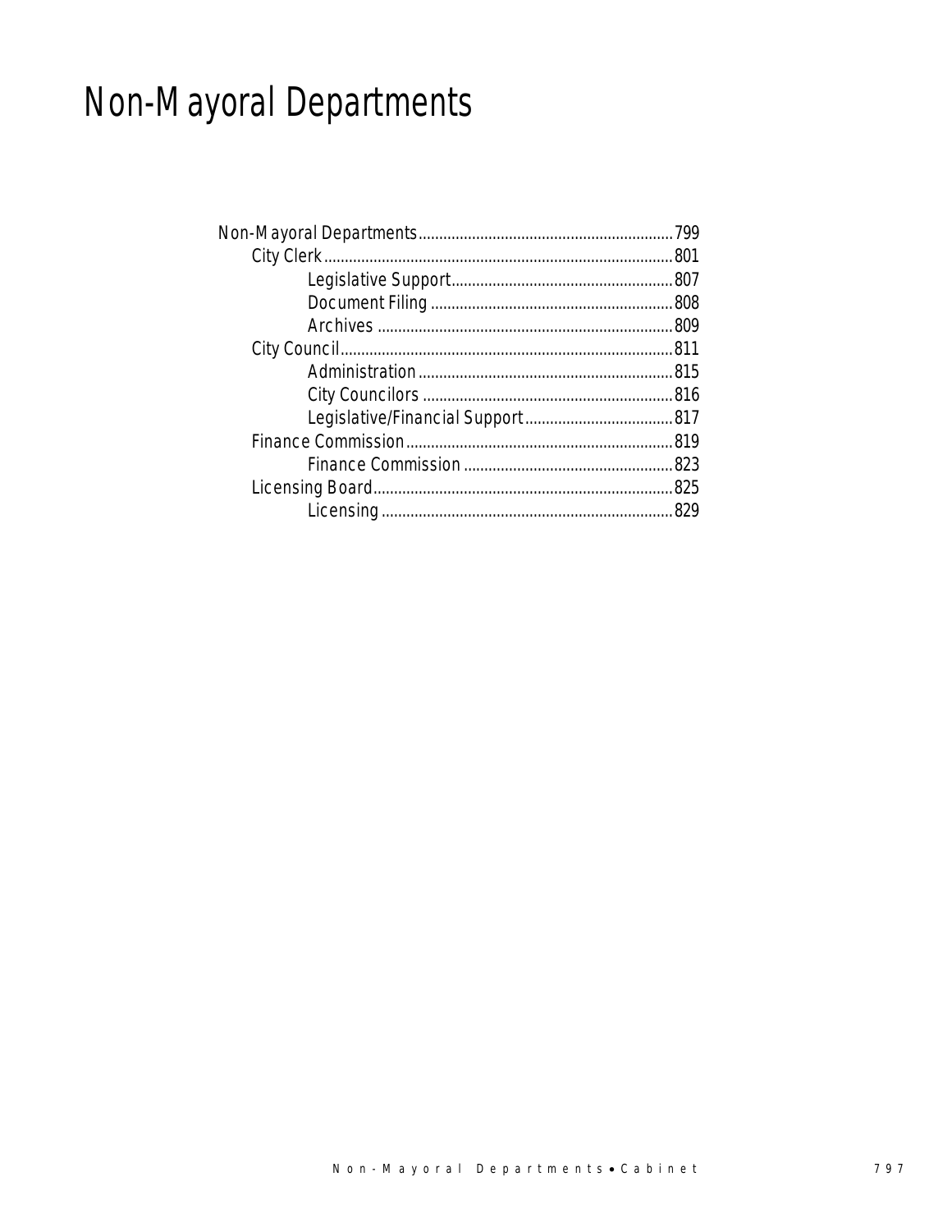# Non-Mayoral Departments

- Non-Mayoral Departments ............ 799
  - City Clerk ............ 801
    - Legislative Support ............ 807
    - Document Filing ............ 808
    - Archives ............ 809
  - City Council ............ 811
    - Administration ............ 815
    - City Councilors ............ 816
    - Legislative/Financial Support ............ 817
  - Finance Commission ............ 819
    - Finance Commission ............ 823
  - Licensing Board ............ 825
    - Licensing ............ 829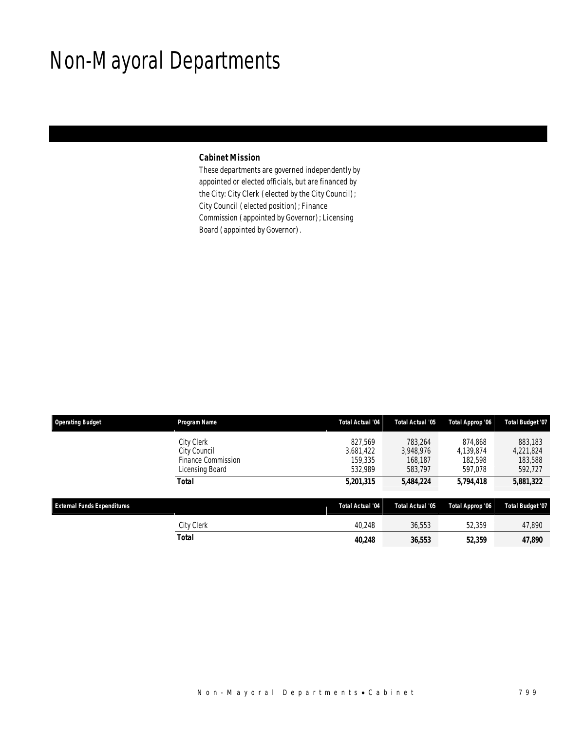# Non-Mayoral Departments

**Cabinet Mission**

*These departments are governed independently by appointed or elected officials, but are financed by the City: City Clerk (elected by the City Council); City Council (elected position); Finance Commission (appointed by Governor); Licensing Board (appointed by Governor).*

| Operating Budget | Program Name | Total Actual '04 | Total Actual '05 | Total Approp '06 | Total Budget '07 |
|---|---|---|---|---|---|
| | City Clerk | 827,569 | 783,264 | 874,868 | 883,183 |
| | City Council | 3,681,422 | 3,948,976 | 4,139,874 | 4,221,824 |
| | Finance Commission | 159,335 | 168,187 | 182,598 | 183,588 |
| | Licensing Board | 532,989 | 583,797 | 597,078 | 592,727 |
| | **Total** | **5,201,315** | **5,484,224** | **5,794,418** | **5,881,322** |

| External Funds Expenditures | | Total Actual '04 | Total Actual '05 | Total Approp '06 | Total Budget '07 |
|---|---|---|---|---|---|
| | City Clerk | 40,248 | 36,553 | 52,359 | 47,890 |
| | **Total** | **40,248** | **36,553** | **52,359** | **47,890** |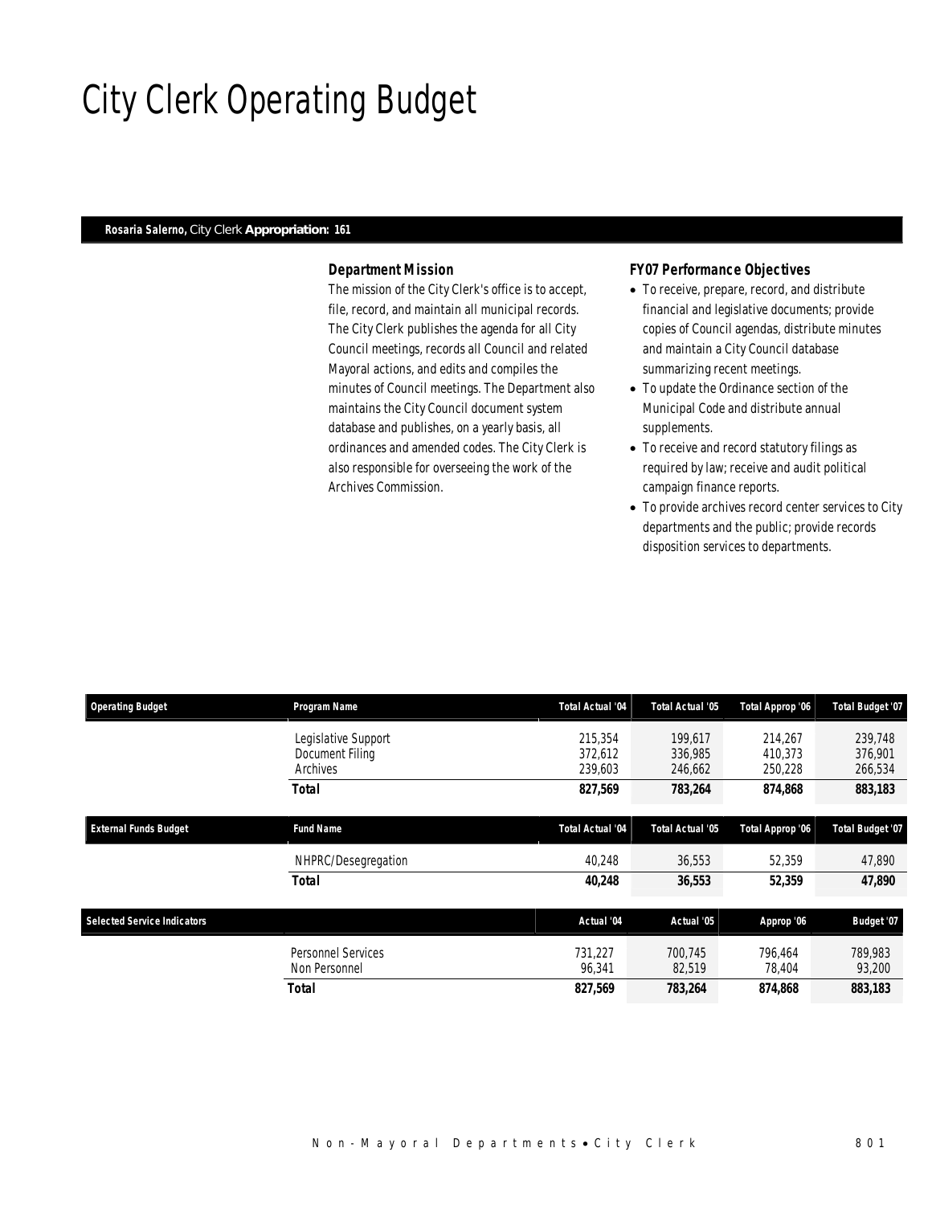# City Clerk Operating Budget

**Rosaria Salerno,** City Clerk **Appropriation: 161**

### Department Mission

The mission of the City Clerk's office is to accept, file, record, and maintain all municipal records. The City Clerk publishes the agenda for all City Council meetings, records all Council and related Mayoral actions, and edits and compiles the minutes of Council meetings. The Department also maintains the City Council document system database and publishes, on a yearly basis, all ordinances and amended codes. The City Clerk is also responsible for overseeing the work of the Archives Commission.

### FY07 Performance Objectives

- To receive, prepare, record, and distribute financial and legislative documents; provide copies of Council agendas, distribute minutes and maintain a City Council database summarizing recent meetings.
- To update the Ordinance section of the Municipal Code and distribute annual supplements.
- To receive and record statutory filings as required by law; receive and audit political campaign finance reports.
- To provide archives record center services to City departments and the public; provide records disposition services to departments.

| Operating Budget | Program Name | Total Actual '04 | Total Actual '05 | Total Approp '06 | Total Budget '07 |
|---|---|---|---|---|---|
| | Legislative Support | 215,354 | 199,617 | 214,267 | 239,748 |
| | Document Filing | 372,612 | 336,985 | 410,373 | 376,901 |
| | Archives | 239,603 | 246,662 | 250,228 | 266,534 |
| | **Total** | **827,569** | **783,264** | **874,868** | **883,183** |

| External Funds Budget | Fund Name | Total Actual '04 | Total Actual '05 | Total Approp '06 | Total Budget '07 |
|---|---|---|---|---|---|
| | NHPRC/Desegregation | 40,248 | 36,553 | 52,359 | 47,890 |
| | **Total** | **40,248** | **36,553** | **52,359** | **47,890** |

| Selected Service Indicators | | Actual '04 | Actual '05 | Approp '06 | Budget '07 |
|---|---|---|---|---|---|
| | Personnel Services | 731,227 | 700,745 | 796,464 | 789,983 |
| | Non Personnel | 96,341 | 82,519 | 78,404 | 93,200 |
| | **Total** | **827,569** | **783,264** | **874,868** | **883,183** |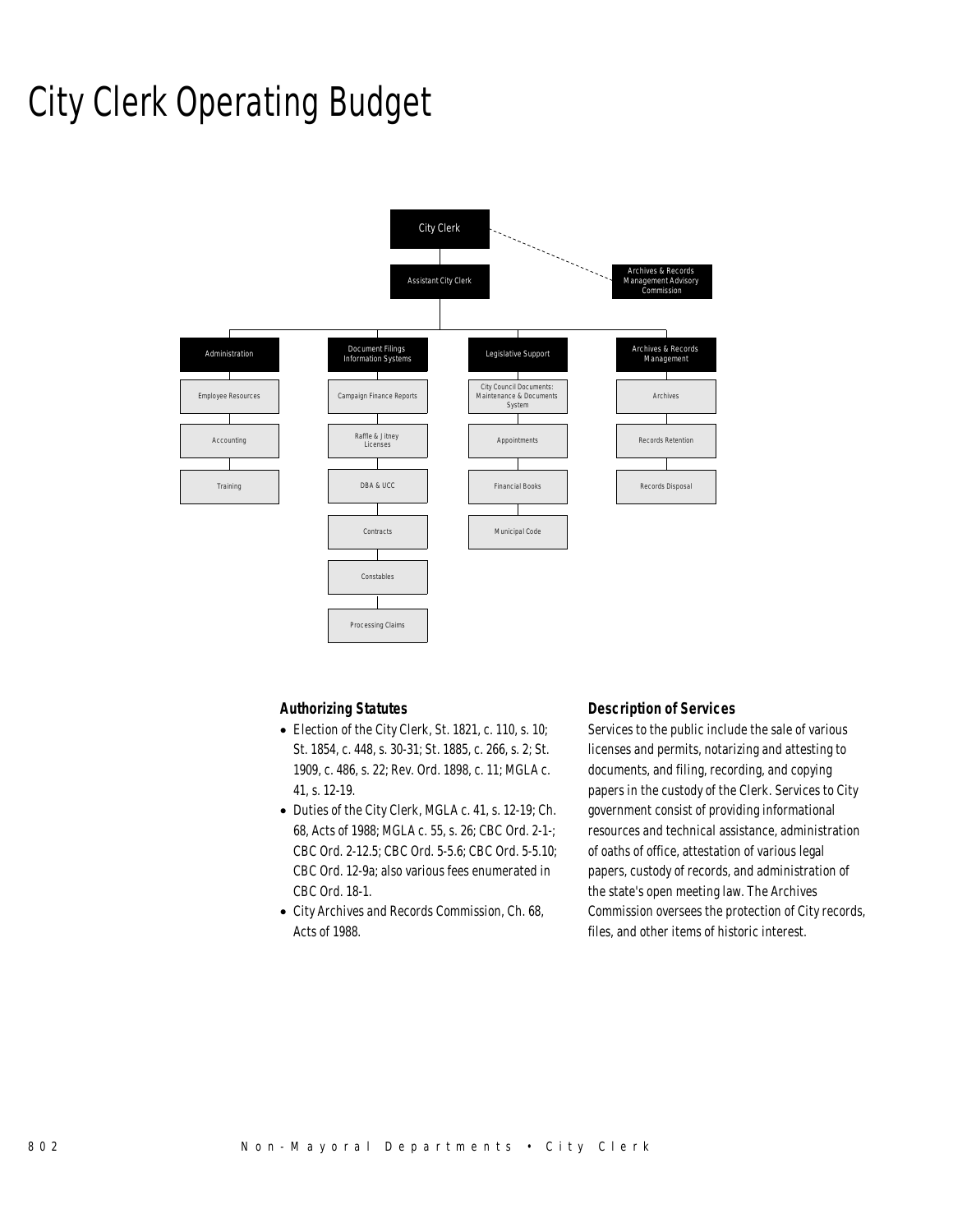# City Clerk Operating Budget

City Clerk

Assistant City Clerk

Archives & Records Management Advisory Commission

Administration
- Employee Resources
- Accounting
- Training

Document Filings Information Systems
- Campaign Finance Reports
- Raffle & Jitney Licenses
- DBA & UCC
- Contracts
- Constables
- Processing Claims

Legislative Support
- City Council Documents: Maintenance & Documents System
- Appointments
- Financial Books
- Municipal Code

Archives & Records Management
- Archives
- Records Retention
- Records Disposal

### Authorizing Statutes

- Election of the City Clerk, St. 1821, c. 110, s. 10; St. 1854, c. 448, s. 30-31; St. 1885, c. 266, s. 2; St. 1909, c. 486, s. 22; Rev. Ord. 1898, c. 11; MGLA c. 41, s. 12-19.
- Duties of the City Clerk, MGLA c. 41, s. 12-19; Ch. 68, Acts of 1988; MGLA c. 55, s. 26; CBC Ord. 2-1-; CBC Ord. 2-12.5; CBC Ord. 5-5.6; CBC Ord. 5-5.10; CBC Ord. 12-9a; also various fees enumerated in CBC Ord. 18-1.
- City Archives and Records Commission, Ch. 68, Acts of 1988.

### Description of Services

Services to the public include the sale of various licenses and permits, notarizing and attesting to documents, and filing, recording, and copying papers in the custody of the Clerk. Services to City government consist of providing informational resources and technical assistance, administration of oaths of office, attestation of various legal papers, custody of records, and administration of the state's open meeting law. The Archives Commission oversees the protection of City records, files, and other items of historic interest.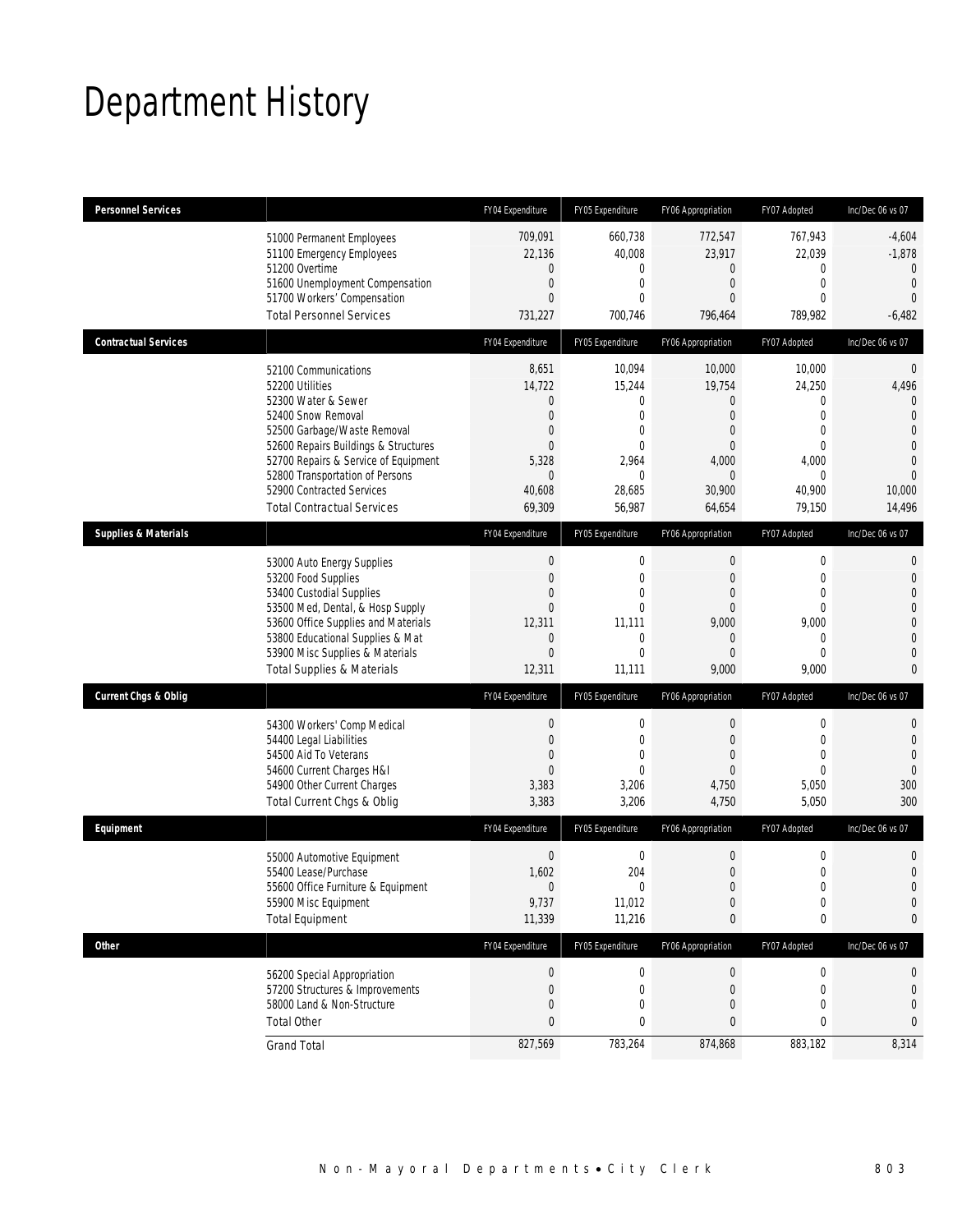# Department History

| Personnel Services | | FY04 Expenditure | FY05 Expenditure | FY06 Appropriation | FY07 Adopted | Inc/Dec 06 vs 07 |
|---|---|---|---|---|---|---|
| | 51000 Permanent Employees | 709,091 | 660,738 | 772,547 | 767,943 | -4,604 |
| | 51100 Emergency Employees | 22,136 | 40,008 | 23,917 | 22,039 | -1,878 |
| | 51200 Overtime | 0 | 0 | 0 | 0 | 0 |
| | 51600 Unemployment Compensation | 0 | 0 | 0 | 0 | 0 |
| | 51700 Workers' Compensation | 0 | 0 | 0 | 0 | 0 |
| | Total Personnel Services | 731,227 | 700,746 | 796,464 | 789,982 | -6,482 |
| **Contractual Services** | | FY04 Expenditure | FY05 Expenditure | FY06 Appropriation | FY07 Adopted | Inc/Dec 06 vs 07 |
| | 52100 Communications | 8,651 | 10,094 | 10,000 | 10,000 | 0 |
| | 52200 Utilities | 14,722 | 15,244 | 19,754 | 24,250 | 4,496 |
| | 52300 Water & Sewer | 0 | 0 | 0 | 0 | 0 |
| | 52400 Snow Removal | 0 | 0 | 0 | 0 | 0 |
| | 52500 Garbage/Waste Removal | 0 | 0 | 0 | 0 | 0 |
| | 52600 Repairs Buildings & Structures | 0 | 0 | 0 | 0 | 0 |
| | 52700 Repairs & Service of Equipment | 5,328 | 2,964 | 4,000 | 4,000 | 0 |
| | 52800 Transportation of Persons | 0 | 0 | 0 | 0 | 0 |
| | 52900 Contracted Services | 40,608 | 28,685 | 30,900 | 40,900 | 10,000 |
| | Total Contractual Services | 69,309 | 56,987 | 64,654 | 79,150 | 14,496 |
| **Supplies & Materials** | | FY04 Expenditure | FY05 Expenditure | FY06 Appropriation | FY07 Adopted | Inc/Dec 06 vs 07 |
| | 53000 Auto Energy Supplies | 0 | 0 | 0 | 0 | 0 |
| | 53200 Food Supplies | 0 | 0 | 0 | 0 | 0 |
| | 53400 Custodial Supplies | 0 | 0 | 0 | 0 | 0 |
| | 53500 Med, Dental, & Hosp Supply | 0 | 0 | 0 | 0 | 0 |
| | 53600 Office Supplies and Materials | 12,311 | 11,111 | 9,000 | 9,000 | 0 |
| | 53800 Educational Supplies & Mat | 0 | 0 | 0 | 0 | 0 |
| | 53900 Misc Supplies & Materials | 0 | 0 | 0 | 0 | 0 |
| | Total Supplies & Materials | 12,311 | 11,111 | 9,000 | 9,000 | 0 |
| **Current Chgs & Oblig** | | FY04 Expenditure | FY05 Expenditure | FY06 Appropriation | FY07 Adopted | Inc/Dec 06 vs 07 |
| | 54300 Workers' Comp Medical | 0 | 0 | 0 | 0 | 0 |
| | 54400 Legal Liabilities | 0 | 0 | 0 | 0 | 0 |
| | 54500 Aid To Veterans | 0 | 0 | 0 | 0 | 0 |
| | 54600 Current Charges H&I | 0 | 0 | 0 | 0 | 0 |
| | 54900 Other Current Charges | 3,383 | 3,206 | 4,750 | 5,050 | 300 |
| | Total Current Chgs & Oblig | 3,383 | 3,206 | 4,750 | 5,050 | 300 |
| **Equipment** | | FY04 Expenditure | FY05 Expenditure | FY06 Appropriation | FY07 Adopted | Inc/Dec 06 vs 07 |
| | 55000 Automotive Equipment | 0 | 0 | 0 | 0 | 0 |
| | 55400 Lease/Purchase | 1,602 | 204 | 0 | 0 | 0 |
| | 55600 Office Furniture & Equipment | 0 | 0 | 0 | 0 | 0 |
| | 55900 Misc Equipment | 9,737 | 11,012 | 0 | 0 | 0 |
| | Total Equipment | 11,339 | 11,216 | 0 | 0 | 0 |
| **Other** | | FY04 Expenditure | FY05 Expenditure | FY06 Appropriation | FY07 Adopted | Inc/Dec 06 vs 07 |
| | 56200 Special Appropriation | 0 | 0 | 0 | 0 | 0 |
| | 57200 Structures & Improvements | 0 | 0 | 0 | 0 | 0 |
| | 58000 Land & Non-Structure | 0 | 0 | 0 | 0 | 0 |
| | Total Other | 0 | 0 | 0 | 0 | 0 |
| | Grand Total | 827,569 | 783,264 | 874,868 | 883,182 | 8,314 |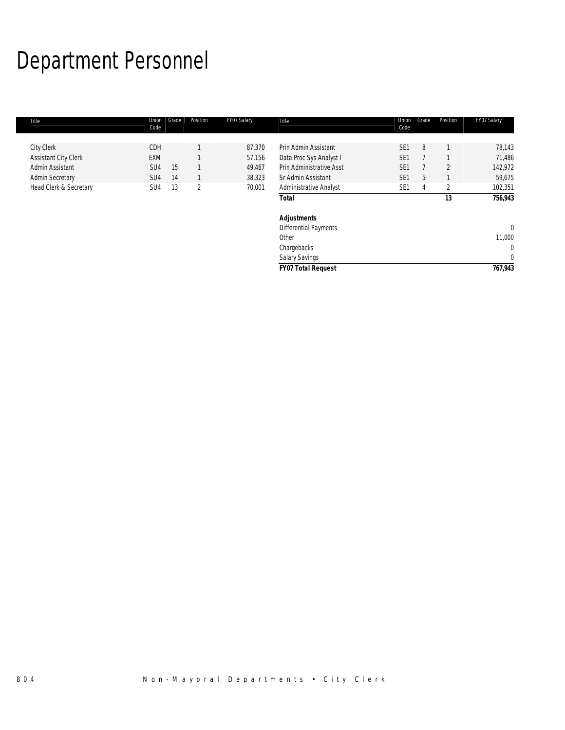# Department Personnel

| Title | Union Code | Grade | Position | FY07 Salary |
|---|---|---|---|---|
| City Clerk | CDH | | 1 | 87,370 |
| Assistant City Clerk | EXM | | 1 | 57,156 |
| Admin Assistant | SU4 | 15 | 1 | 49,467 |
| Admin Secretary | SU4 | 14 | 1 | 38,323 |
| Head Clerk & Secretary | SU4 | 13 | 2 | 70,001 |
| Prin Admin Assistant | SE1 | 8 | 1 | 78,143 |
| Data Proc Sys Analyst I | SE1 | 7 | 1 | 71,486 |
| Prin Administrative Asst | SE1 | 7 | 2 | 142,972 |
| Sr Admin Assistant | SE1 | 5 | 1 | 59,675 |
| Administrative Analyst | SE1 | 4 | 2 | 102,351 |
| ***Total*** | | | ***13*** | ***756,943*** |
| ***Adjustments*** | | | | |
| Differential Payments | | | | 0 |
| Other | | | | 11,000 |
| Chargebacks | | | | 0 |
| Salary Savings | | | | 0 |
| ***FY07 Total Request*** | | | | ***767,943*** |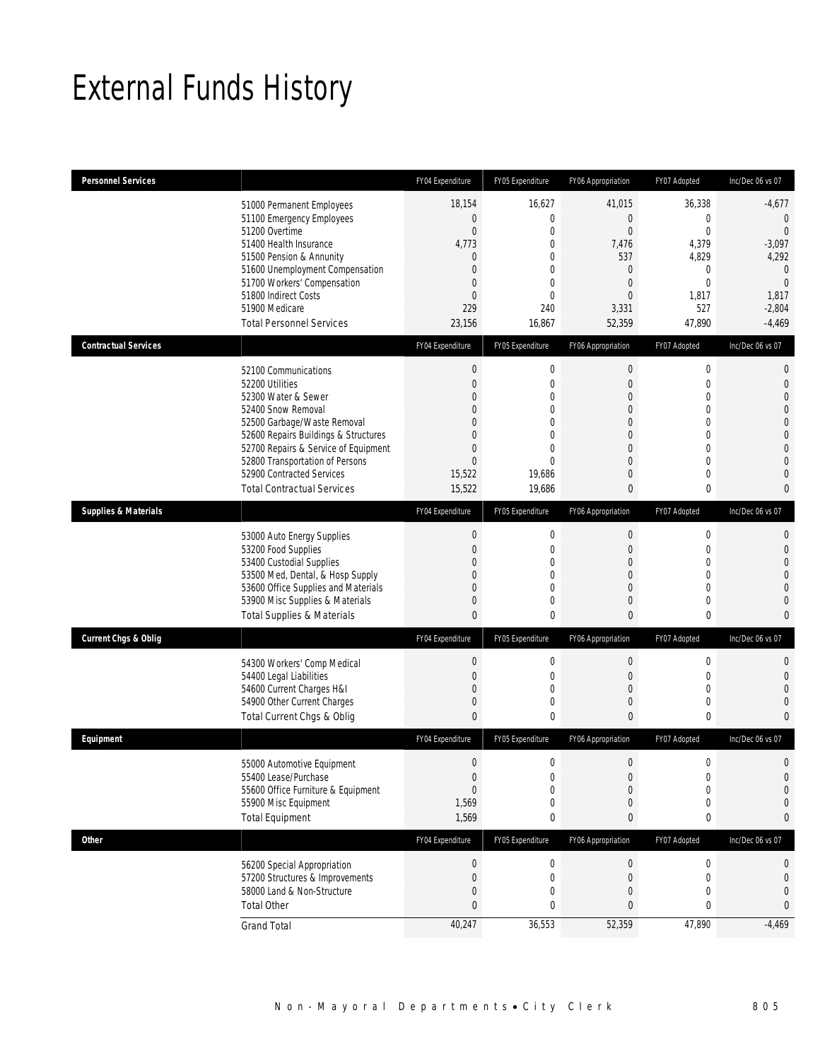# External Funds History

| Personnel Services | | FY04 Expenditure | FY05 Expenditure | FY06 Appropriation | FY07 Adopted | Inc/Dec 06 vs 07 |
|---|---|---|---|---|---|---|
| | 51000 Permanent Employees | 18,154 | 16,627 | 41,015 | 36,338 | -4,677 |
| | 51100 Emergency Employees | 0 | 0 | 0 | 0 | 0 |
| | 51200 Overtime | 0 | 0 | 0 | 0 | 0 |
| | 51400 Health Insurance | 4,773 | 0 | 7,476 | 4,379 | -3,097 |
| | 51500 Pension & Annunity | 0 | 0 | 537 | 4,829 | 4,292 |
| | 51600 Unemployment Compensation | 0 | 0 | 0 | 0 | 0 |
| | 51700 Workers' Compensation | 0 | 0 | 0 | 0 | 0 |
| | 51800 Indirect Costs | 0 | 0 | 0 | 1,817 | 1,817 |
| | 51900 Medicare | 229 | 240 | 3,331 | 527 | -2,804 |
| | Total Personnel Services | 23,156 | 16,867 | 52,359 | 47,890 | -4,469 |
| **Contractual Services** | | FY04 Expenditure | FY05 Expenditure | FY06 Appropriation | FY07 Adopted | Inc/Dec 06 vs 07 |
| | 52100 Communications | 0 | 0 | 0 | 0 | 0 |
| | 52200 Utilities | 0 | 0 | 0 | 0 | 0 |
| | 52300 Water & Sewer | 0 | 0 | 0 | 0 | 0 |
| | 52400 Snow Removal | 0 | 0 | 0 | 0 | 0 |
| | 52500 Garbage/Waste Removal | 0 | 0 | 0 | 0 | 0 |
| | 52600 Repairs Buildings & Structures | 0 | 0 | 0 | 0 | 0 |
| | 52700 Repairs & Service of Equipment | 0 | 0 | 0 | 0 | 0 |
| | 52800 Transportation of Persons | 0 | 0 | 0 | 0 | 0 |
| | 52900 Contracted Services | 15,522 | 19,686 | 0 | 0 | 0 |
| | Total Contractual Services | 15,522 | 19,686 | 0 | 0 | 0 |
| **Supplies & Materials** | | FY04 Expenditure | FY05 Expenditure | FY06 Appropriation | FY07 Adopted | Inc/Dec 06 vs 07 |
| | 53000 Auto Energy Supplies | 0 | 0 | 0 | 0 | 0 |
| | 53200 Food Supplies | 0 | 0 | 0 | 0 | 0 |
| | 53400 Custodial Supplies | 0 | 0 | 0 | 0 | 0 |
| | 53500 Med, Dental, & Hosp Supply | 0 | 0 | 0 | 0 | 0 |
| | 53600 Office Supplies and Materials | 0 | 0 | 0 | 0 | 0 |
| | 53900 Misc Supplies & Materials | 0 | 0 | 0 | 0 | 0 |
| | Total Supplies & Materials | 0 | 0 | 0 | 0 | 0 |
| **Current Chgs & Oblig** | | FY04 Expenditure | FY05 Expenditure | FY06 Appropriation | FY07 Adopted | Inc/Dec 06 vs 07 |
| | 54300 Workers' Comp Medical | 0 | 0 | 0 | 0 | 0 |
| | 54400 Legal Liabilities | 0 | 0 | 0 | 0 | 0 |
| | 54600 Current Charges H&I | 0 | 0 | 0 | 0 | 0 |
| | 54900 Other Current Charges | 0 | 0 | 0 | 0 | 0 |
| | Total Current Chgs & Oblig | 0 | 0 | 0 | 0 | 0 |
| **Equipment** | | FY04 Expenditure | FY05 Expenditure | FY06 Appropriation | FY07 Adopted | Inc/Dec 06 vs 07 |
| | 55000 Automotive Equipment | 0 | 0 | 0 | 0 | 0 |
| | 55400 Lease/Purchase | 0 | 0 | 0 | 0 | 0 |
| | 55600 Office Furniture & Equipment | 0 | 0 | 0 | 0 | 0 |
| | 55900 Misc Equipment | 1,569 | 0 | 0 | 0 | 0 |
| | Total Equipment | 1,569 | 0 | 0 | 0 | 0 |
| **Other** | | FY04 Expenditure | FY05 Expenditure | FY06 Appropriation | FY07 Adopted | Inc/Dec 06 vs 07 |
| | 56200 Special Appropriation | 0 | 0 | 0 | 0 | 0 |
| | 57200 Structures & Improvements | 0 | 0 | 0 | 0 | 0 |
| | 58000 Land & Non-Structure | 0 | 0 | 0 | 0 | 0 |
| | Total Other | 0 | 0 | 0 | 0 | 0 |
| | Grand Total | 40,247 | 36,553 | 52,359 | 47,890 | -4,469 |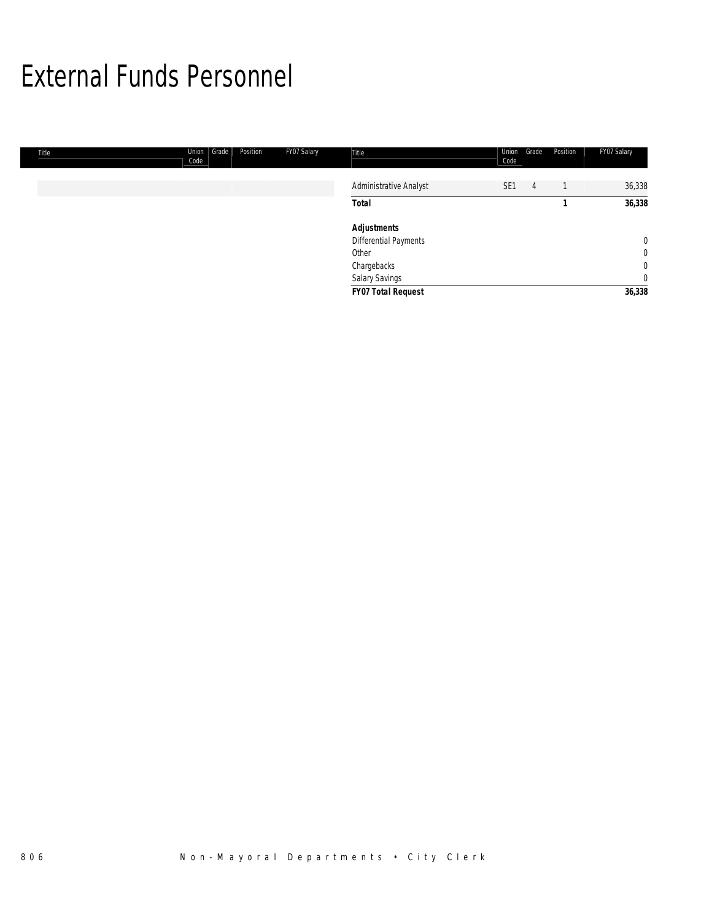# External Funds Personnel

| Title | Union Code | Grade | Position | FY07 Salary |
|---|---|---|---|---|
| Administrative Analyst | SE1 | 4 | 1 | 36,338 |
| **Total** | | | **1** | **36,338** |
| | | | | |
| ***Adjustments*** | | | | |
| Differential Payments | | | | 0 |
| Other | | | | 0 |
| Chargebacks | | | | 0 |
| Salary Savings | | | | 0 |
| ***FY07 Total Request*** | | | | **36,338** |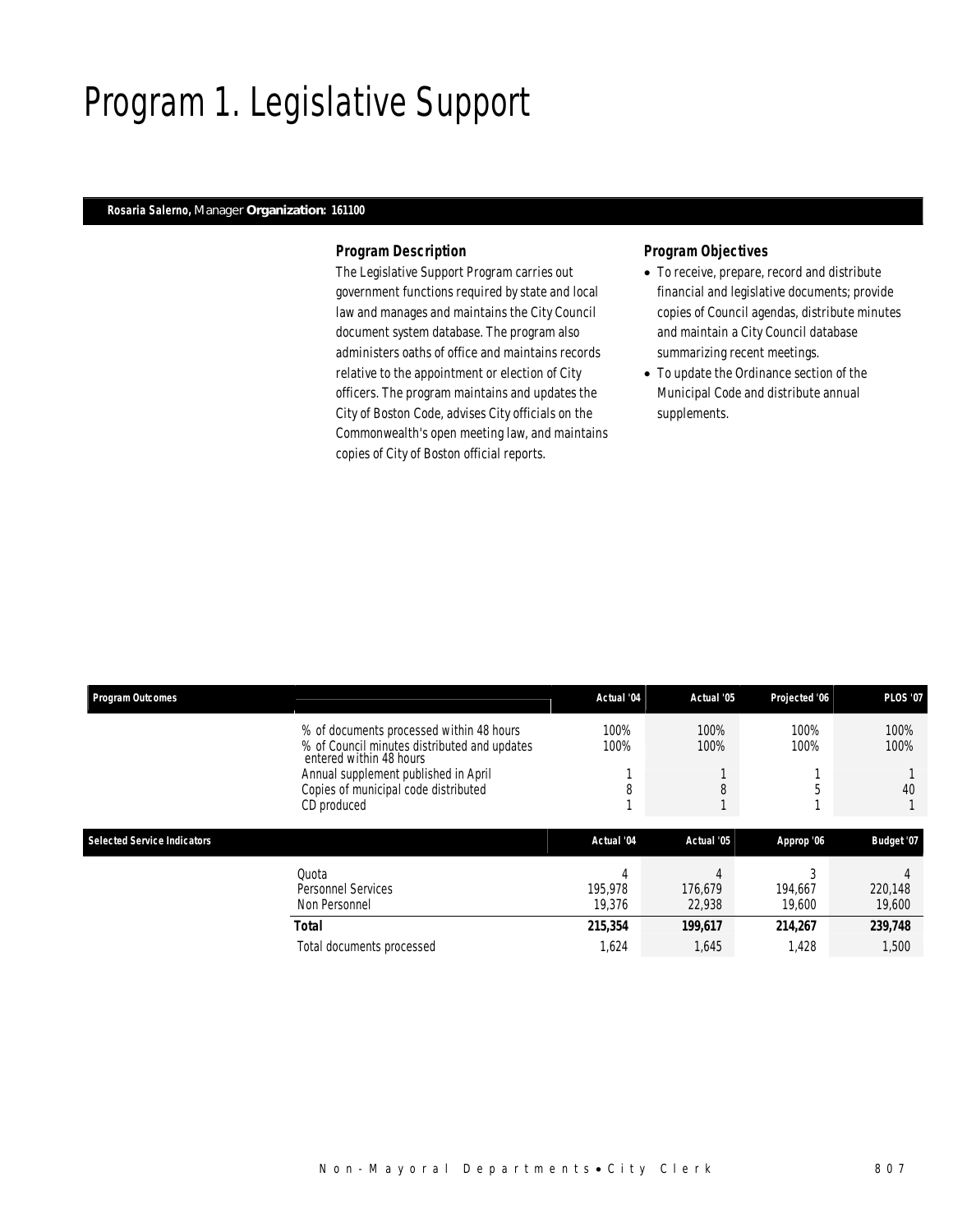# Program 1. Legislative Support

**Rosaria Salerno,** Manager **Organization: 161100**

### Program Description

The Legislative Support Program carries out government functions required by state and local law and manages and maintains the City Council document system database. The program also administers oaths of office and maintains records relative to the appointment or election of City officers. The program maintains and updates the City of Boston Code, advises City officials on the Commonwealth's open meeting law, and maintains copies of City of Boston official reports.

### Program Objectives

- To receive, prepare, record and distribute financial and legislative documents; provide copies of Council agendas, distribute minutes and maintain a City Council database summarizing recent meetings.
- To update the Ordinance section of the Municipal Code and distribute annual supplements.

| Program Outcomes | | Actual '04 | Actual '05 | Projected '06 | PLOS '07 |
|---|---|---|---|---|---|
| | % of documents processed within 48 hours | 100% | 100% | 100% | 100% |
| | % of Council minutes distributed and updates entered within 48 hours | 100% | 100% | 100% | 100% |
| | Annual supplement published in April | 1 | 1 | 1 | 1 |
| | Copies of municipal code distributed | 8 | 8 | 5 | 40 |
| | CD produced | 1 | 1 | 1 | 1 |

| Selected Service Indicators | | Actual '04 | Actual '05 | Approp '06 | Budget '07 |
|---|---|---|---|---|---|
| | Quota | 4 | 4 | 3 | 4 |
| | Personnel Services | 195,978 | 176,679 | 194,667 | 220,148 |
| | Non Personnel | 19,376 | 22,938 | 19,600 | 19,600 |
| | **Total** | **215,354** | **199,617** | **214,267** | **239,748** |
| | Total documents processed | 1,624 | 1,645 | 1,428 | 1,500 |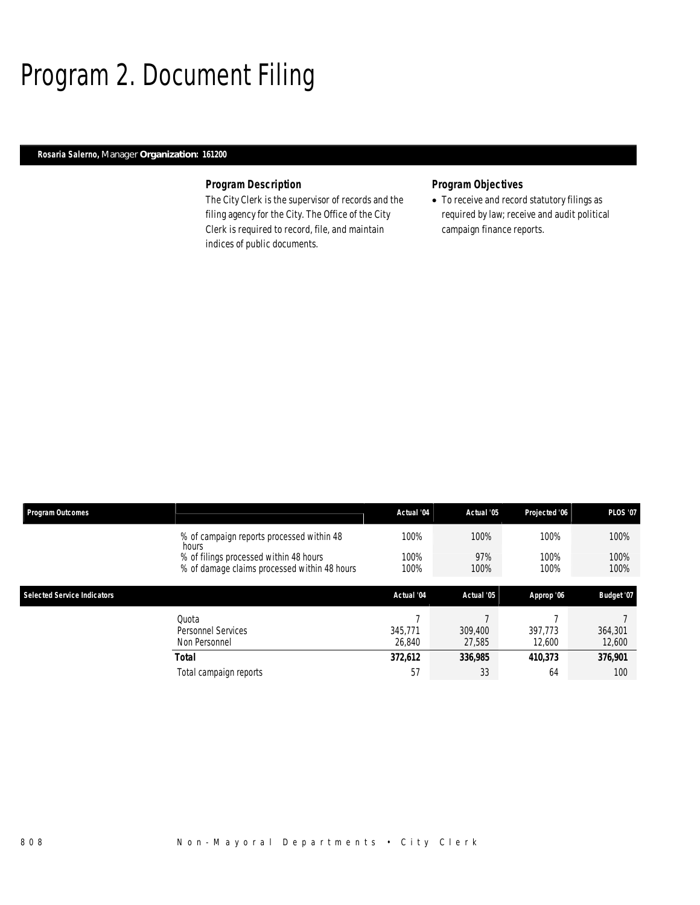# Program 2. Document Filing

**Rosaria Salerno,** Manager **Organization: 161200**

### Program Description

The City Clerk is the supervisor of records and the filing agency for the City. The Office of the City Clerk is required to record, file, and maintain indices of public documents.

### Program Objectives

- To receive and record statutory filings as required by law; receive and audit political campaign finance reports.

| Program Outcomes | | Actual '04 | Actual '05 | Projected '06 | PLOS '07 |
|---|---|---|---|---|---|
| | % of campaign reports processed within 48 hours | 100% | 100% | 100% | 100% |
| | % of filings processed within 48 hours | 100% | 97% | 100% | 100% |
| | % of damage claims processed within 48 hours | 100% | 100% | 100% | 100% |

| Selected Service Indicators | | Actual '04 | Actual '05 | Approp '06 | Budget '07 |
|---|---|---|---|---|---|
| | Quota | 7 | 7 | 7 | 7 |
| | Personnel Services | 345,771 | 309,400 | 397,773 | 364,301 |
| | Non Personnel | 26,840 | 27,585 | 12,600 | 12,600 |
| | **Total** | **372,612** | **336,985** | **410,373** | **376,901** |
| | Total campaign reports | 57 | 33 | 64 | 100 |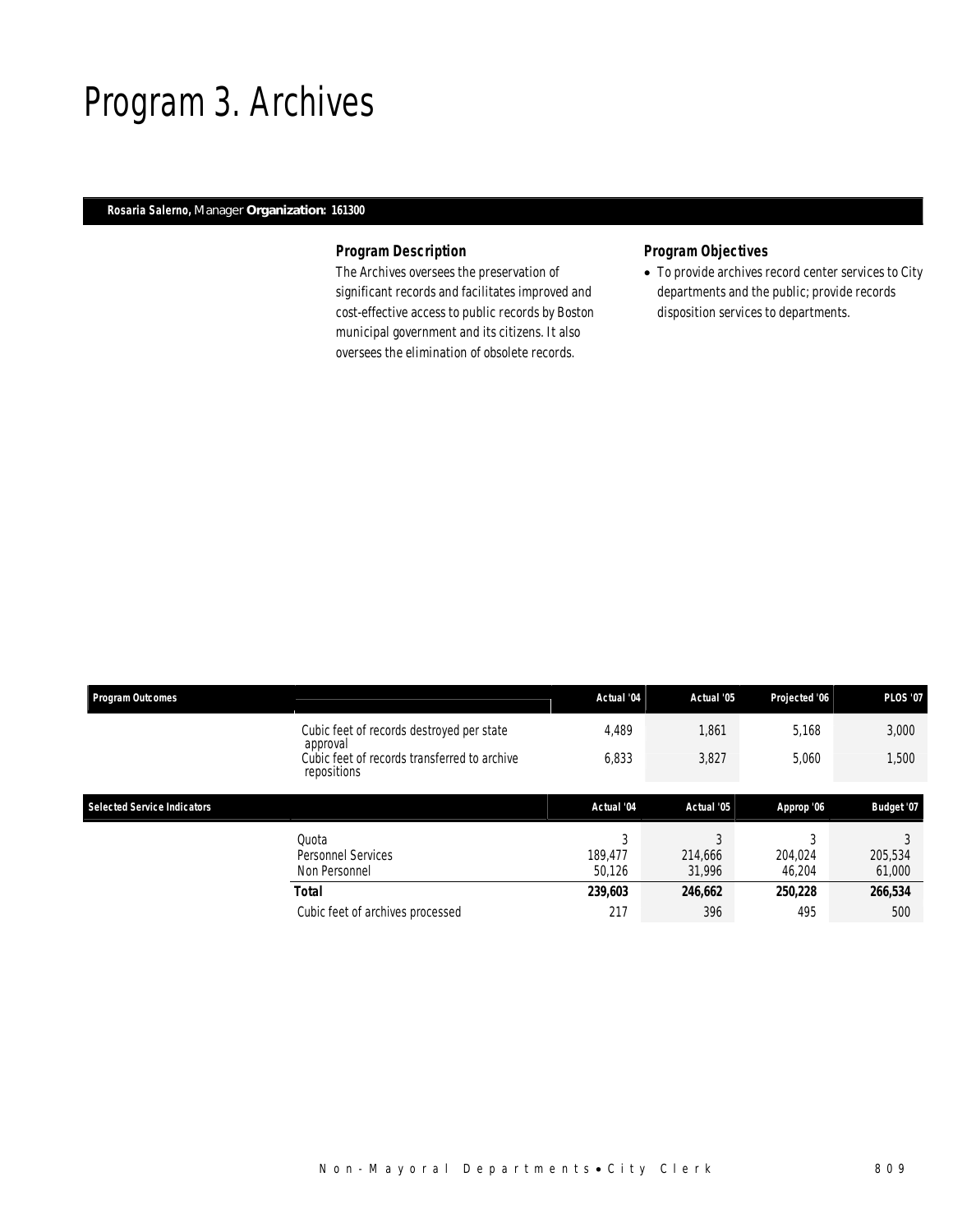# Program 3. Archives

**Rosaria Salerno,** Manager **Organization: 161300**

### Program Description

The Archives oversees the preservation of significant records and facilitates improved and cost-effective access to public records by Boston municipal government and its citizens. It also oversees the elimination of obsolete records.

### Program Objectives

- To provide archives record center services to City departments and the public; provide records disposition services to departments.

| Program Outcomes | | Actual '04 | Actual '05 | Projected '06 | PLOS '07 |
|---|---|---|---|---|---|
| | Cubic feet of records destroyed per state approval | 4,489 | 1,861 | 5,168 | 3,000 |
| | Cubic feet of records transferred to archive repositions | 6,833 | 3,827 | 5,060 | 1,500 |

| Selected Service Indicators | | Actual '04 | Actual '05 | Approp '06 | Budget '07 |
|---|---|---|---|---|---|
| | Quota | 3 | 3 | 3 | 3 |
| | Personnel Services | 189,477 | 214,666 | 204,024 | 205,534 |
| | Non Personnel | 50,126 | 31,996 | 46,204 | 61,000 |
| | **Total** | **239,603** | **246,662** | **250,228** | **266,534** |
| | Cubic feet of archives processed | 217 | 396 | 495 | 500 |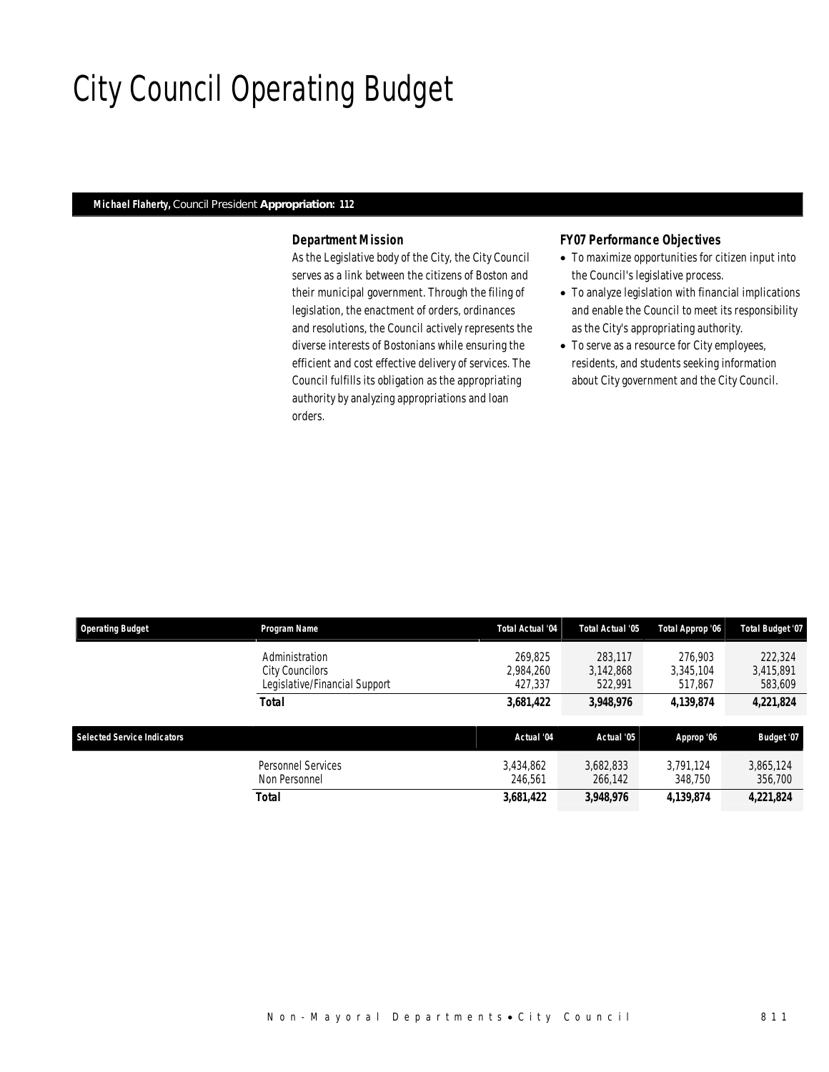# City Council Operating Budget

**Michael Flaherty,** Council President **Appropriation: 112**

### Department Mission

As the Legislative body of the City, the City Council serves as a link between the citizens of Boston and their municipal government. Through the filing of legislation, the enactment of orders, ordinances and resolutions, the Council actively represents the diverse interests of Bostonians while ensuring the efficient and cost effective delivery of services. The Council fulfills its obligation as the appropriating authority by analyzing appropriations and loan orders.

### FY07 Performance Objectives

- To maximize opportunities for citizen input into the Council's legislative process.
- To analyze legislation with financial implications and enable the Council to meet its responsibility as the City's appropriating authority.
- To serve as a resource for City employees, residents, and students seeking information about City government and the City Council.

| Operating Budget | Program Name | Total Actual '04 | Total Actual '05 | Total Approp '06 | Total Budget '07 |
|---|---|---|---|---|---|
| | Administration | 269,825 | 283,117 | 276,903 | 222,324 |
| | City Councilors | 2,984,260 | 3,142,868 | 3,345,104 | 3,415,891 |
| | Legislative/Financial Support | 427,337 | 522,991 | 517,867 | 583,609 |
| | **Total** | **3,681,422** | **3,948,976** | **4,139,874** | **4,221,824** |

| Selected Service Indicators | | Actual '04 | Actual '05 | Approp '06 | Budget '07 |
|---|---|---|---|---|---|
| | Personnel Services | 3,434,862 | 3,682,833 | 3,791,124 | 3,865,124 |
| | Non Personnel | 246,561 | 266,142 | 348,750 | 356,700 |
| | **Total** | **3,681,422** | **3,948,976** | **4,139,874** | **4,221,824** |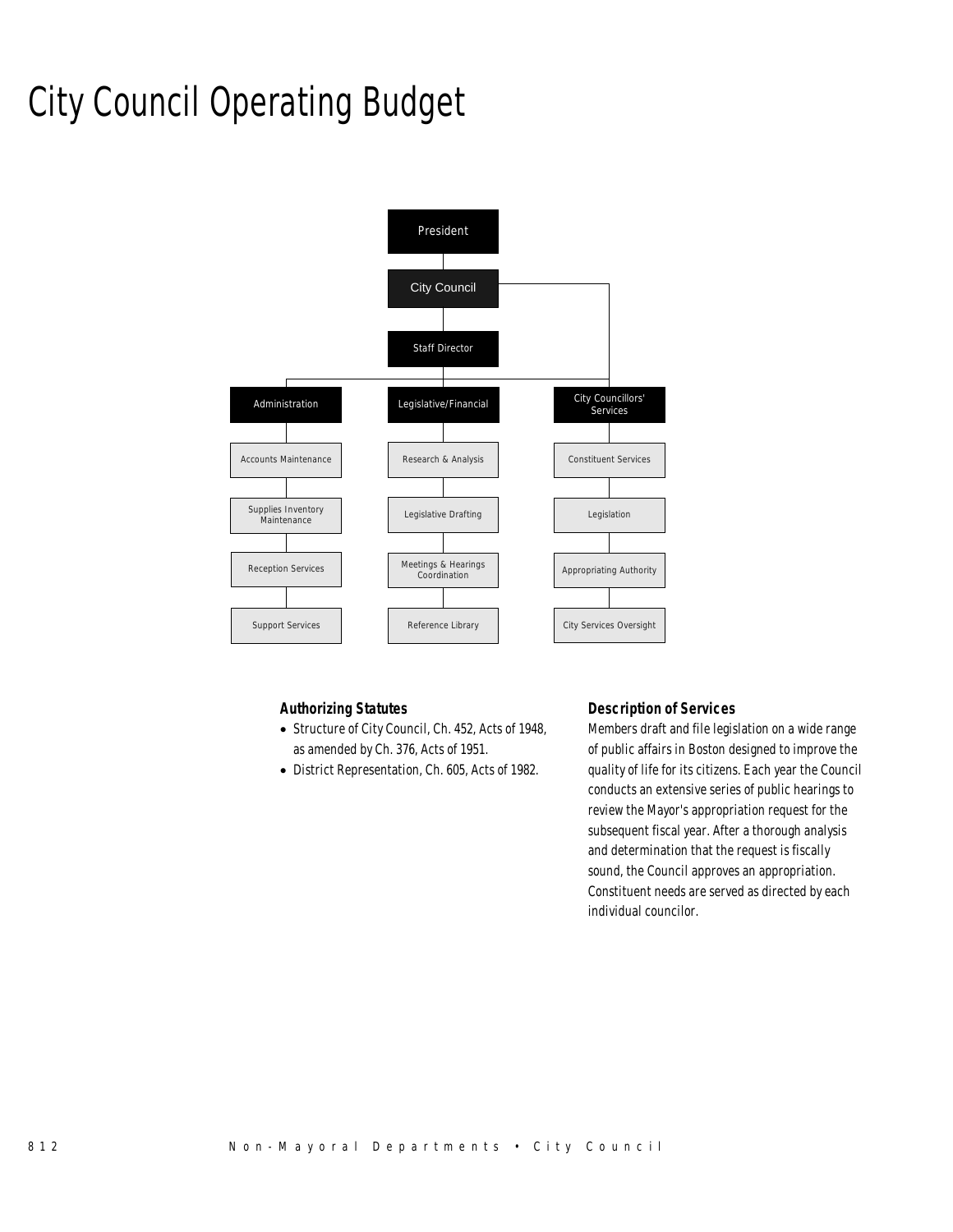# City Council Operating Budget

President

City Council

Staff Director

Administration

Accounts Maintenance

Supplies Inventory Maintenance

Reception Services

Support Services

Legislative/Financial

Research & Analysis

Legislative Drafting

Meetings & Hearings Coordination

Reference Library

City Councillors' Services

Constituent Services

Legislation

Appropriating Authority

City Services Oversight

### Authorizing Statutes

- Structure of City Council, Ch. 452, Acts of 1948, as amended by Ch. 376, Acts of 1951.
- District Representation, Ch. 605, Acts of 1982.

### Description of Services

Members draft and file legislation on a wide range of public affairs in Boston designed to improve the quality of life for its citizens. Each year the Council conducts an extensive series of public hearings to review the Mayor's appropriation request for the subsequent fiscal year. After a thorough analysis and determination that the request is fiscally sound, the Council approves an appropriation. Constituent needs are served as directed by each individual councilor.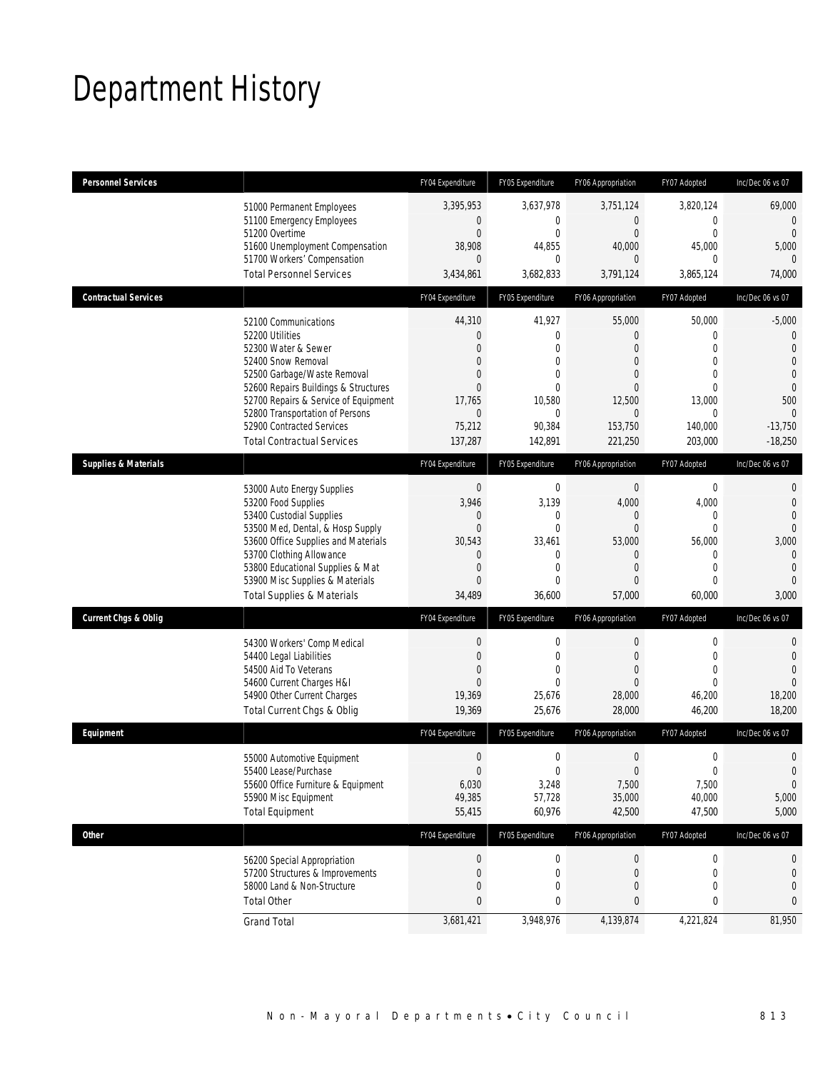# Department History

| Personnel Services | | FY04 Expenditure | FY05 Expenditure | FY06 Appropriation | FY07 Adopted | Inc/Dec 06 vs 07 |
|---|---|---|---|---|---|---|
| | 51000 Permanent Employees | 3,395,953 | 3,637,978 | 3,751,124 | 3,820,124 | 69,000 |
| | 51100 Emergency Employees | 0 | 0 | 0 | 0 | 0 |
| | 51200 Overtime | 0 | 0 | 0 | 0 | 0 |
| | 51600 Unemployment Compensation | 38,908 | 44,855 | 40,000 | 45,000 | 5,000 |
| | 51700 Workers' Compensation | 0 | 0 | 0 | 0 | 0 |
| | Total Personnel Services | 3,434,861 | 3,682,833 | 3,791,124 | 3,865,124 | 74,000 |

| Contractual Services | | FY04 Expenditure | FY05 Expenditure | FY06 Appropriation | FY07 Adopted | Inc/Dec 06 vs 07 |
|---|---|---|---|---|---|---|
| | 52100 Communications | 44,310 | 41,927 | 55,000 | 50,000 | -5,000 |
| | 52200 Utilities | 0 | 0 | 0 | 0 | 0 |
| | 52300 Water & Sewer | 0 | 0 | 0 | 0 | 0 |
| | 52400 Snow Removal | 0 | 0 | 0 | 0 | 0 |
| | 52500 Garbage/Waste Removal | 0 | 0 | 0 | 0 | 0 |
| | 52600 Repairs Buildings & Structures | 0 | 0 | 0 | 0 | 0 |
| | 52700 Repairs & Service of Equipment | 17,765 | 10,580 | 12,500 | 13,000 | 500 |
| | 52800 Transportation of Persons | 0 | 0 | 0 | 0 | 0 |
| | 52900 Contracted Services | 75,212 | 90,384 | 153,750 | 140,000 | -13,750 |
| | Total Contractual Services | 137,287 | 142,891 | 221,250 | 203,000 | -18,250 |

| Supplies & Materials | | FY04 Expenditure | FY05 Expenditure | FY06 Appropriation | FY07 Adopted | Inc/Dec 06 vs 07 |
|---|---|---|---|---|---|---|
| | 53000 Auto Energy Supplies | 0 | 0 | 0 | 0 | 0 |
| | 53200 Food Supplies | 3,946 | 3,139 | 4,000 | 4,000 | 0 |
| | 53400 Custodial Supplies | 0 | 0 | 0 | 0 | 0 |
| | 53500 Med, Dental, & Hosp Supply | 0 | 0 | 0 | 0 | 0 |
| | 53600 Office Supplies and Materials | 30,543 | 33,461 | 53,000 | 56,000 | 3,000 |
| | 53700 Clothing Allowance | 0 | 0 | 0 | 0 | 0 |
| | 53800 Educational Supplies & Mat | 0 | 0 | 0 | 0 | 0 |
| | 53900 Misc Supplies & Materials | 0 | 0 | 0 | 0 | 0 |
| | Total Supplies & Materials | 34,489 | 36,600 | 57,000 | 60,000 | 3,000 |

| Current Chgs & Oblig | | FY04 Expenditure | FY05 Expenditure | FY06 Appropriation | FY07 Adopted | Inc/Dec 06 vs 07 |
|---|---|---|---|---|---|---|
| | 54300 Workers' Comp Medical | 0 | 0 | 0 | 0 | 0 |
| | 54400 Legal Liabilities | 0 | 0 | 0 | 0 | 0 |
| | 54500 Aid To Veterans | 0 | 0 | 0 | 0 | 0 |
| | 54600 Current Charges H&I | 0 | 0 | 0 | 0 | 0 |
| | 54900 Other Current Charges | 19,369 | 25,676 | 28,000 | 46,200 | 18,200 |
| | Total Current Chgs & Oblig | 19,369 | 25,676 | 28,000 | 46,200 | 18,200 |

| Equipment | | FY04 Expenditure | FY05 Expenditure | FY06 Appropriation | FY07 Adopted | Inc/Dec 06 vs 07 |
|---|---|---|---|---|---|---|
| | 55000 Automotive Equipment | 0 | 0 | 0 | 0 | 0 |
| | 55400 Lease/Purchase | 0 | 0 | 0 | 0 | 0 |
| | 55600 Office Furniture & Equipment | 6,030 | 3,248 | 7,500 | 7,500 | 0 |
| | 55900 Misc Equipment | 49,385 | 57,728 | 35,000 | 40,000 | 5,000 |
| | Total Equipment | 55,415 | 60,976 | 42,500 | 47,500 | 5,000 |

| Other | | FY04 Expenditure | FY05 Expenditure | FY06 Appropriation | FY07 Adopted | Inc/Dec 06 vs 07 |
|---|---|---|---|---|---|---|
| | 56200 Special Appropriation | 0 | 0 | 0 | 0 | 0 |
| | 57200 Structures & Improvements | 0 | 0 | 0 | 0 | 0 |
| | 58000 Land & Non-Structure | 0 | 0 | 0 | 0 | 0 |
| | Total Other | 0 | 0 | 0 | 0 | 0 |
| | Grand Total | 3,681,421 | 3,948,976 | 4,139,874 | 4,221,824 | 81,950 |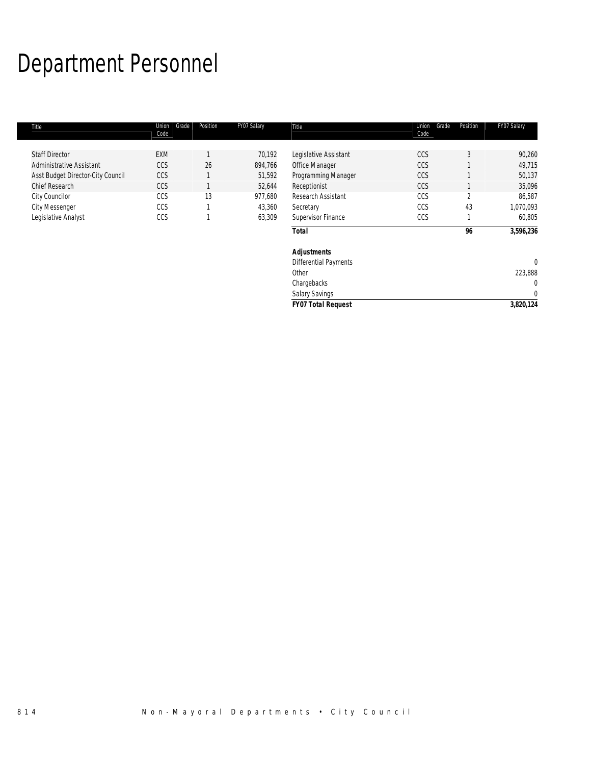# Department Personnel

| Title | Union Code | Grade | Position | FY07 Salary | Title | Union Code | Grade | Position | FY07 Salary |
|---|---|---|---|---|---|---|---|---|---|
| Staff Director | EXM | | 1 | 70,192 | Legislative Assistant | CCS | | 3 | 90,260 |
| Administrative Assistant | CCS | | 26 | 894,766 | Office Manager | CCS | | 1 | 49,715 |
| Asst Budget Director-City Council | CCS | | 1 | 51,592 | Programming Manager | CCS | | 1 | 50,137 |
| Chief Research | CCS | | 1 | 52,644 | Receptionist | CCS | | 1 | 35,096 |
| City Councilor | CCS | | 13 | 977,680 | Research Assistant | CCS | | 2 | 86,587 |
| City Messenger | CCS | | 1 | 43,360 | Secretary | CCS | | 43 | 1,070,093 |
| Legislative Analyst | CCS | | 1 | 63,309 | Supervisor Finance | CCS | | 1 | 60,805 |
| | | | | | **Total** | | | **96** | **3,596,236** |
| | | | | | | | | | |
| | | | | | ***Adjustments*** | | | | |
| | | | | | Differential Payments | | | | 0 |
| | | | | | Other | | | | 223,888 |
| | | | | | Chargebacks | | | | 0 |
| | | | | | Salary Savings | | | | 0 |
| | | | | | ***FY07 Total Request*** | | | | **3,820,124** |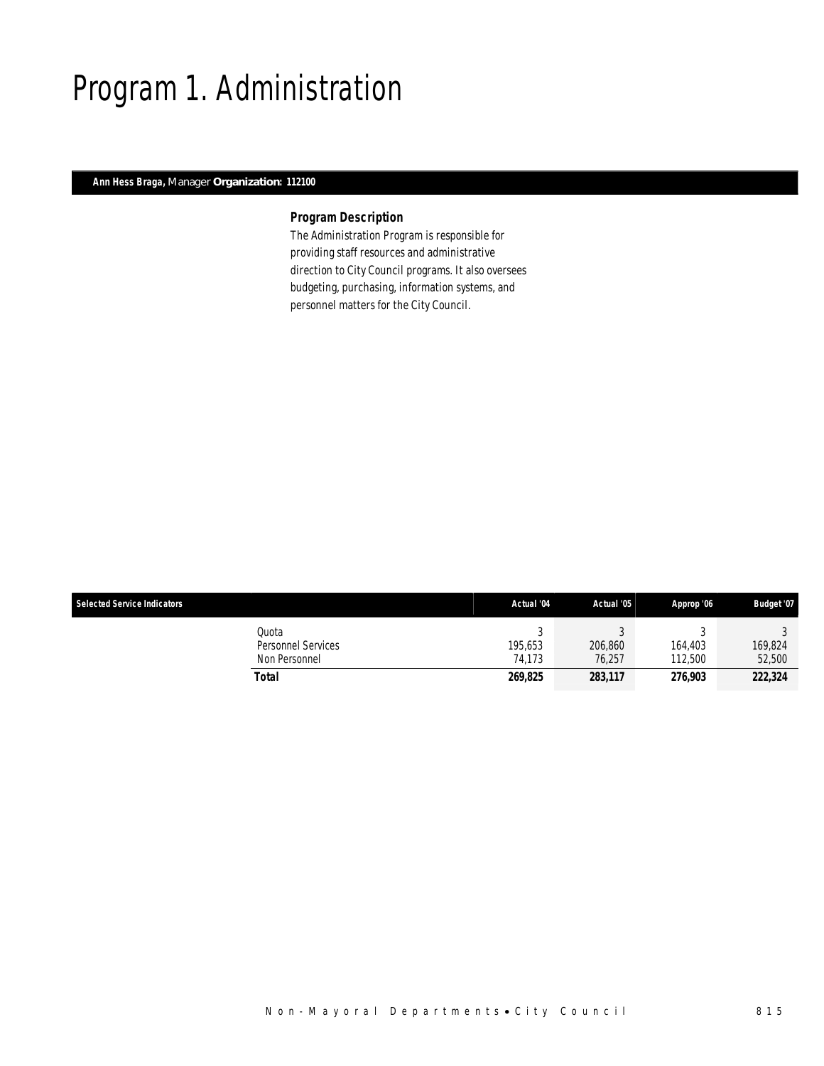# Program 1. Administration

**Ann Hess Braga,** Manager **Organization: 112100**

### *Program Description*

*The Administration Program is responsible for providing staff resources and administrative direction to City Council programs. It also oversees budgeting, purchasing, information systems, and personnel matters for the City Council.*

| Selected Service Indicators | | Actual '04 | Actual '05 | Approp '06 | Budget '07 |
|---|---|---|---|---|---|
| | Quota | 3 | 3 | 3 | 3 |
| | Personnel Services | 195,653 | 206,860 | 164,403 | 169,824 |
| | Non Personnel | 74,173 | 76,257 | 112,500 | 52,500 |
| | **Total** | **269,825** | **283,117** | **276,903** | **222,324** |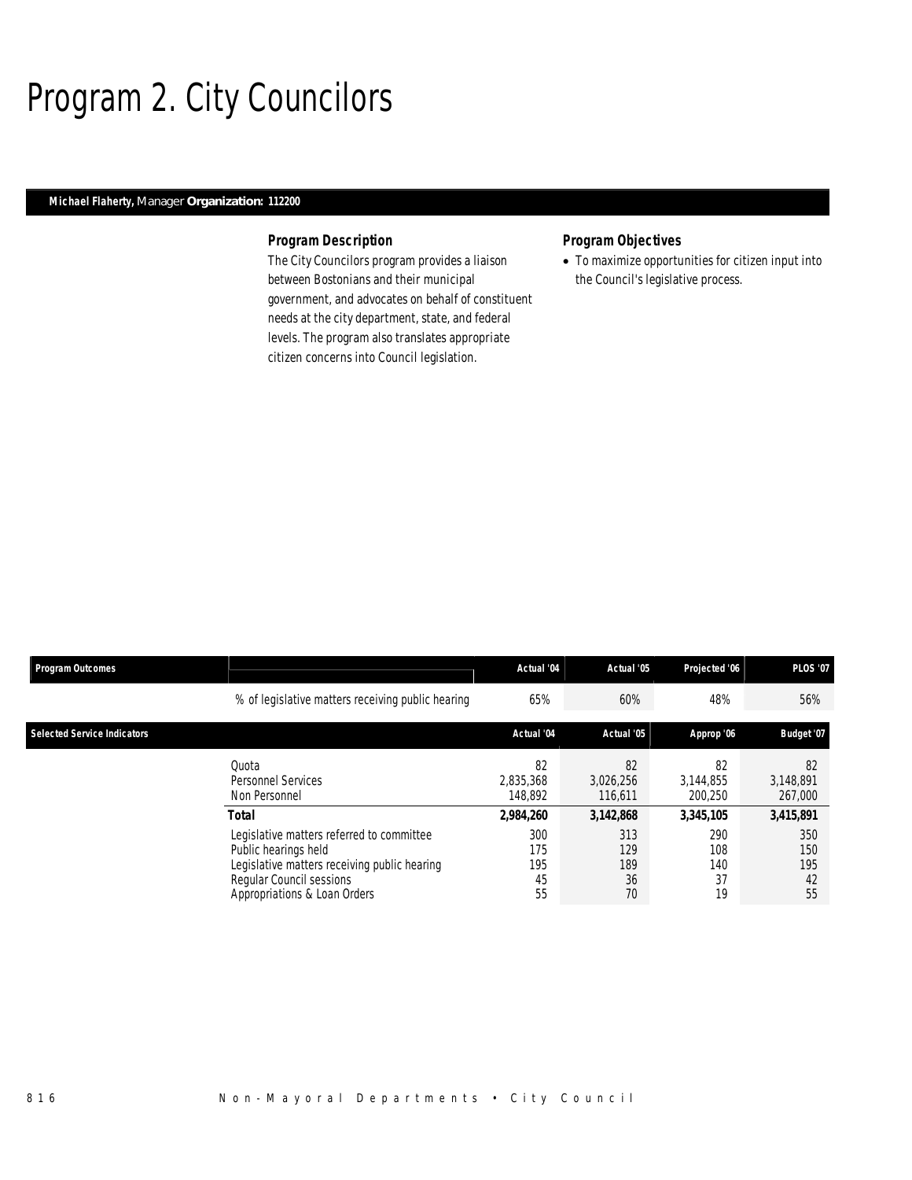# Program 2. City Councilors

**Michael Flaherty,** Manager **Organization: 112200**

### Program Description

The City Councilors program provides a liaison between Bostonians and their municipal government, and advocates on behalf of constituent needs at the city department, state, and federal levels. The program also translates appropriate citizen concerns into Council legislation.

### Program Objectives

- To maximize opportunities for citizen input into the Council's legislative process.

| Program Outcomes | | Actual '04 | Actual '05 | Projected '06 | PLOS '07 |
|---|---|---|---|---|---|
| | % of legislative matters receiving public hearing | 65% | 60% | 48% | 56% |

| Selected Service Indicators | | Actual '04 | Actual '05 | Approp '06 | Budget '07 |
|---|---|---|---|---|---|
| | Quota | 82 | 82 | 82 | 82 |
| | Personnel Services | 2,835,368 | 3,026,256 | 3,144,855 | 3,148,891 |
| | Non Personnel | 148,892 | 116,611 | 200,250 | 267,000 |
| | **Total** | **2,984,260** | **3,142,868** | **3,345,105** | **3,415,891** |
| | Legislative matters referred to committee | 300 | 313 | 290 | 350 |
| | Public hearings held | 175 | 129 | 108 | 150 |
| | Legislative matters receiving public hearing | 195 | 189 | 140 | 195 |
| | Regular Council sessions | 45 | 36 | 37 | 42 |
| | Appropriations & Loan Orders | 55 | 70 | 19 | 55 |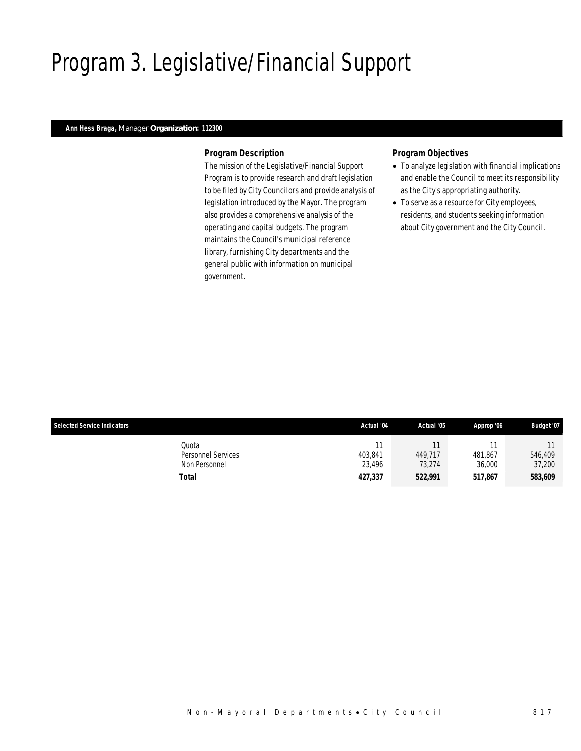# Program 3. Legislative/Financial Support

**Ann Hess Braga,** Manager **Organization: 112300**

### Program Description

The mission of the Legislative/Financial Support Program is to provide research and draft legislation to be filed by City Councilors and provide analysis of legislation introduced by the Mayor. The program also provides a comprehensive analysis of the operating and capital budgets. The program maintains the Council's municipal reference library, furnishing City departments and the general public with information on municipal government.

### Program Objectives

- To analyze legislation with financial implications and enable the Council to meet its responsibility as the City's appropriating authority.
- To serve as a resource for City employees, residents, and students seeking information about City government and the City Council.

| Selected Service Indicators | Actual '04 | Actual '05 | Approp '06 | Budget '07 |
|---|---|---|---|---|
| Quota | 11 | 11 | 11 | 11 |
| Personnel Services | 403,841 | 449,717 | 481,867 | 546,409 |
| Non Personnel | 23,496 | 73,274 | 36,000 | 37,200 |
| **Total** | **427,337** | **522,991** | **517,867** | **583,609** |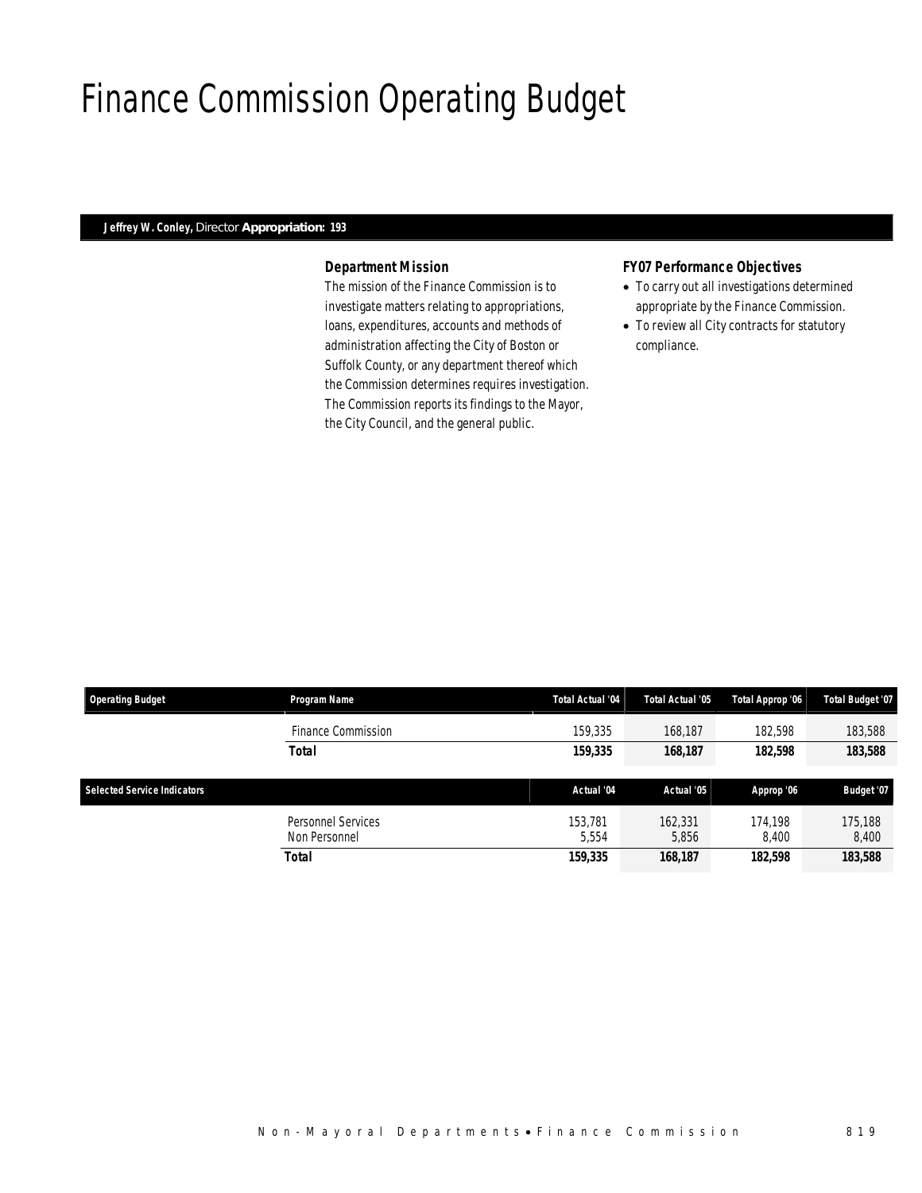# Finance Commission Operating Budget

**Jeffrey W. Conley,** Director **Appropriation: 193**

### Department Mission

The mission of the Finance Commission is to investigate matters relating to appropriations, loans, expenditures, accounts and methods of administration affecting the City of Boston or Suffolk County, or any department thereof which the Commission determines requires investigation. The Commission reports its findings to the Mayor, the City Council, and the general public.

### FY07 Performance Objectives

- To carry out all investigations determined appropriate by the Finance Commission.
- To review all City contracts for statutory compliance.

| Operating Budget | Program Name | Total Actual '04 | Total Actual '05 | Total Approp '06 | Total Budget '07 |
|---|---|---|---|---|---|
| | Finance Commission | 159,335 | 168,187 | 182,598 | 183,588 |
| | **Total** | **159,335** | **168,187** | **182,598** | **183,588** |

| Selected Service Indicators | | Actual '04 | Actual '05 | Approp '06 | Budget '07 |
|---|---|---|---|---|---|
| | Personnel Services | 153,781 | 162,331 | 174,198 | 175,188 |
| | Non Personnel | 5,554 | 5,856 | 8,400 | 8,400 |
| | **Total** | **159,335** | **168,187** | **182,598** | **183,588** |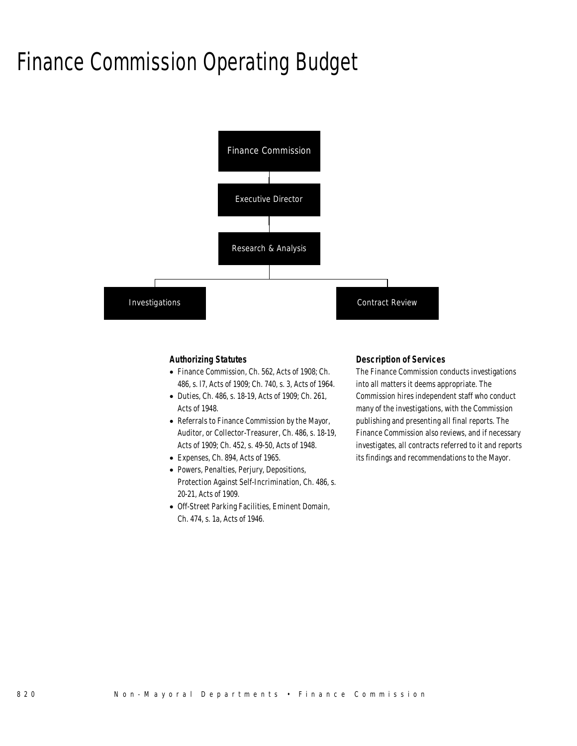# Finance Commission Operating Budget

Finance Commission

Executive Director

Research & Analysis

Investigations

Contract Review

### Authorizing Statutes

- Finance Commission, Ch. 562, Acts of 1908; Ch. 486, s. l7, Acts of 1909; Ch. 740, s. 3, Acts of 1964.
- Duties, Ch. 486, s. 18-19, Acts of 1909; Ch. 261, Acts of 1948.
- Referrals to Finance Commission by the Mayor, Auditor, or Collector-Treasurer, Ch. 486, s. 18-19, Acts of 1909; Ch. 452, s. 49-50, Acts of 1948.
- Expenses, Ch. 894, Acts of 1965.
- Powers, Penalties, Perjury, Depositions, Protection Against Self-Incrimination, Ch. 486, s. 20-21, Acts of 1909.
- Off-Street Parking Facilities, Eminent Domain, Ch. 474, s. 1a, Acts of 1946.

### Description of Services

The Finance Commission conducts investigations into all matters it deems appropriate. The Commission hires independent staff who conduct many of the investigations, with the Commission publishing and presenting all final reports. The Finance Commission also reviews, and if necessary investigates, all contracts referred to it and reports its findings and recommendations to the Mayor.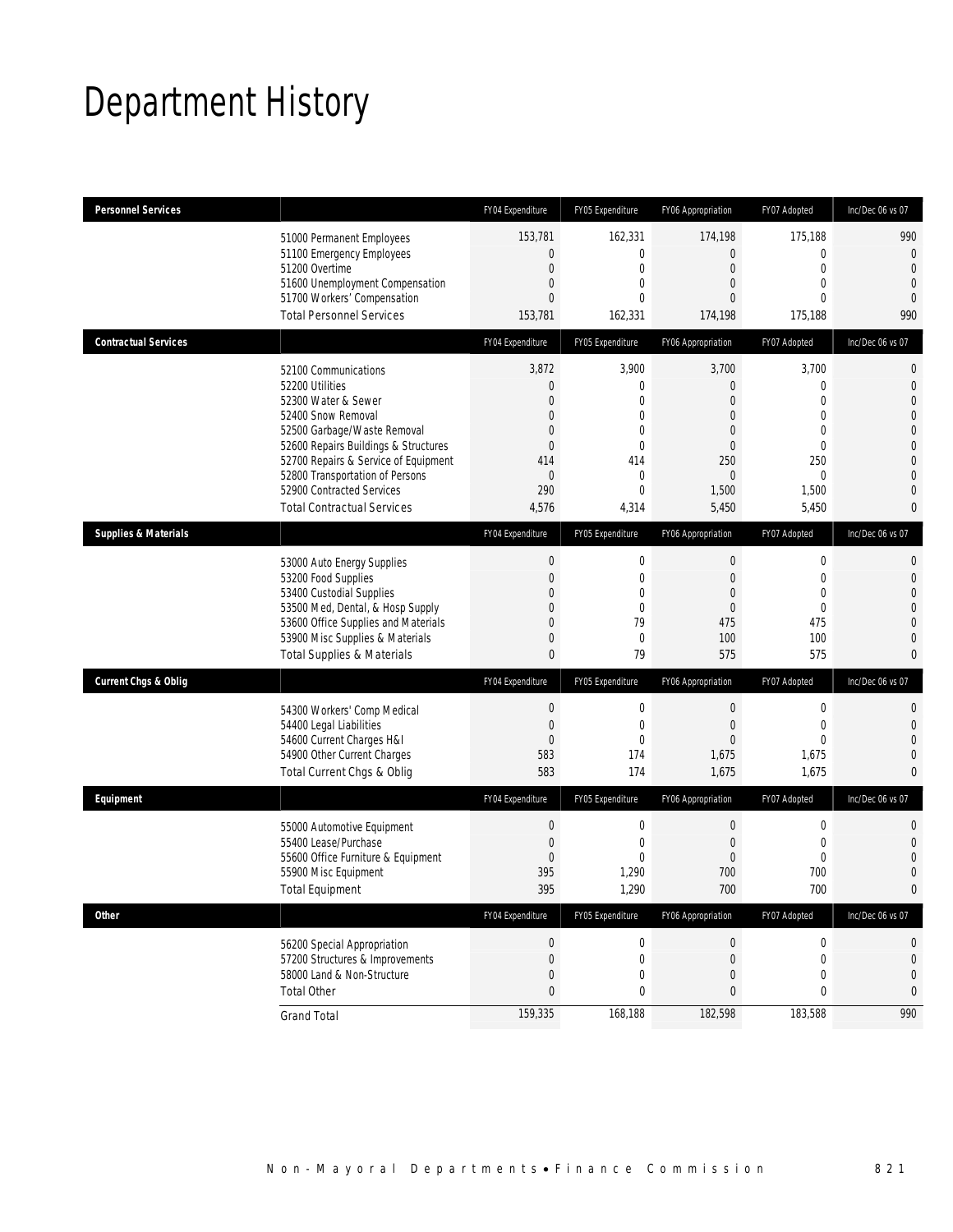# Department History

| Personnel Services | | FY04 Expenditure | FY05 Expenditure | FY06 Appropriation | FY07 Adopted | Inc/Dec 06 vs 07 |
|---|---|---|---|---|---|---|
| | 51000 Permanent Employees | 153,781 | 162,331 | 174,198 | 175,188 | 990 |
| | 51100 Emergency Employees | 0 | 0 | 0 | 0 | 0 |
| | 51200 Overtime | 0 | 0 | 0 | 0 | 0 |
| | 51600 Unemployment Compensation | 0 | 0 | 0 | 0 | 0 |
| | 51700 Workers' Compensation | 0 | 0 | 0 | 0 | 0 |
| | Total Personnel Services | 153,781 | 162,331 | 174,198 | 175,188 | 990 |
| **Contractual Services** | | FY04 Expenditure | FY05 Expenditure | FY06 Appropriation | FY07 Adopted | Inc/Dec 06 vs 07 |
| | 52100 Communications | 3,872 | 3,900 | 3,700 | 3,700 | 0 |
| | 52200 Utilities | 0 | 0 | 0 | 0 | 0 |
| | 52300 Water & Sewer | 0 | 0 | 0 | 0 | 0 |
| | 52400 Snow Removal | 0 | 0 | 0 | 0 | 0 |
| | 52500 Garbage/Waste Removal | 0 | 0 | 0 | 0 | 0 |
| | 52600 Repairs Buildings & Structures | 0 | 0 | 0 | 0 | 0 |
| | 52700 Repairs & Service of Equipment | 414 | 414 | 250 | 250 | 0 |
| | 52800 Transportation of Persons | 0 | 0 | 0 | 0 | 0 |
| | 52900 Contracted Services | 290 | 0 | 1,500 | 1,500 | 0 |
| | Total Contractual Services | 4,576 | 4,314 | 5,450 | 5,450 | 0 |
| **Supplies & Materials** | | FY04 Expenditure | FY05 Expenditure | FY06 Appropriation | FY07 Adopted | Inc/Dec 06 vs 07 |
| | 53000 Auto Energy Supplies | 0 | 0 | 0 | 0 | 0 |
| | 53200 Food Supplies | 0 | 0 | 0 | 0 | 0 |
| | 53400 Custodial Supplies | 0 | 0 | 0 | 0 | 0 |
| | 53500 Med, Dental, & Hosp Supply | 0 | 0 | 0 | 0 | 0 |
| | 53600 Office Supplies and Materials | 0 | 79 | 475 | 475 | 0 |
| | 53900 Misc Supplies & Materials | 0 | 0 | 100 | 100 | 0 |
| | Total Supplies & Materials | 0 | 79 | 575 | 575 | 0 |
| **Current Chgs & Oblig** | | FY04 Expenditure | FY05 Expenditure | FY06 Appropriation | FY07 Adopted | Inc/Dec 06 vs 07 |
| | 54300 Workers' Comp Medical | 0 | 0 | 0 | 0 | 0 |
| | 54400 Legal Liabilities | 0 | 0 | 0 | 0 | 0 |
| | 54600 Current Charges H&I | 0 | 0 | 0 | 0 | 0 |
| | 54900 Other Current Charges | 583 | 174 | 1,675 | 1,675 | 0 |
| | Total Current Chgs & Oblig | 583 | 174 | 1,675 | 1,675 | 0 |
| **Equipment** | | FY04 Expenditure | FY05 Expenditure | FY06 Appropriation | FY07 Adopted | Inc/Dec 06 vs 07 |
| | 55000 Automotive Equipment | 0 | 0 | 0 | 0 | 0 |
| | 55400 Lease/Purchase | 0 | 0 | 0 | 0 | 0 |
| | 55600 Office Furniture & Equipment | 0 | 0 | 0 | 0 | 0 |
| | 55900 Misc Equipment | 395 | 1,290 | 700 | 700 | 0 |
| | Total Equipment | 395 | 1,290 | 700 | 700 | 0 |
| **Other** | | FY04 Expenditure | FY05 Expenditure | FY06 Appropriation | FY07 Adopted | Inc/Dec 06 vs 07 |
| | 56200 Special Appropriation | 0 | 0 | 0 | 0 | 0 |
| | 57200 Structures & Improvements | 0 | 0 | 0 | 0 | 0 |
| | 58000 Land & Non-Structure | 0 | 0 | 0 | 0 | 0 |
| | Total Other | 0 | 0 | 0 | 0 | 0 |
| | Grand Total | 159,335 | 168,188 | 182,598 | 183,588 | 990 |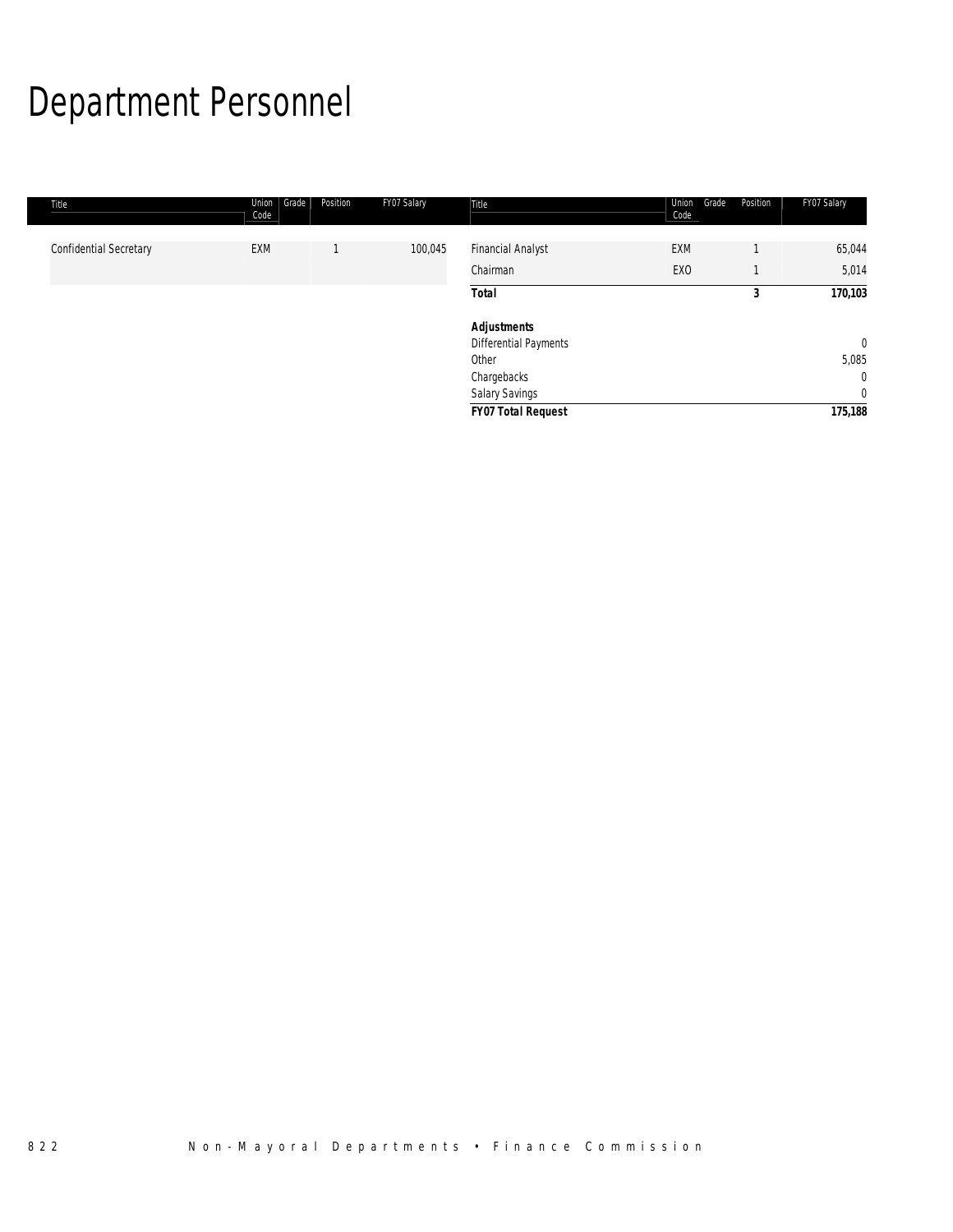# Department Personnel

| Title | Union Code | Grade | Position | FY07 Salary |
|---|---|---|---|---|
| Confidential Secretary | EXM | | 1 | 100,045 |
| Financial Analyst | EXM | | 1 | 65,044 |
| Chairman | EXO | | 1 | 5,014 |
| **Total** | | | **3** | **170,103** |
| ***Adjustments*** | | | | |
| Differential Payments | | | | 0 |
| Other | | | | 5,085 |
| Chargebacks | | | | 0 |
| Salary Savings | | | | 0 |
| ***FY07 Total Request*** | | | | **175,188** |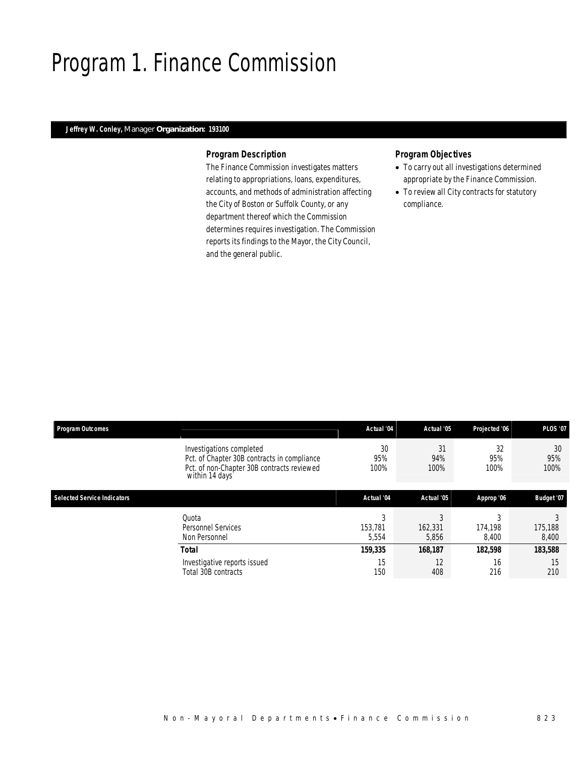# Program 1. Finance Commission

**Jeffrey W. Conley,** Manager **Organization: 193100**

### Program Description

The Finance Commission investigates matters relating to appropriations, loans, expenditures, accounts, and methods of administration affecting the City of Boston or Suffolk County, or any department thereof which the Commission determines requires investigation. The Commission reports its findings to the Mayor, the City Council, and the general public.

### Program Objectives

- To carry out all investigations determined appropriate by the Finance Commission.
- To review all City contracts for statutory compliance.

| Program Outcomes | | Actual '04 | Actual '05 | Projected '06 | PLOS '07 |
|---|---|---|---|---|---|
| | Investigations completed | 30 | 31 | 32 | 30 |
| | Pct. of Chapter 30B contracts in compliance | 95% | 94% | 95% | 95% |
| | Pct. of non-Chapter 30B contracts reviewed within 14 days | 100% | 100% | 100% | 100% |

| Selected Service Indicators | | Actual '04 | Actual '05 | Approp '06 | Budget '07 |
|---|---|---|---|---|---|
| | Quota | 3 | 3 | 3 | 3 |
| | Personnel Services | 153,781 | 162,331 | 174,198 | 175,188 |
| | Non Personnel | 5,554 | 5,856 | 8,400 | 8,400 |
| | **Total** | **159,335** | **168,187** | **182,598** | **183,588** |
| | Investigative reports issued | 15 | 12 | 16 | 15 |
| | Total 30B contracts | 150 | 408 | 216 | 210 |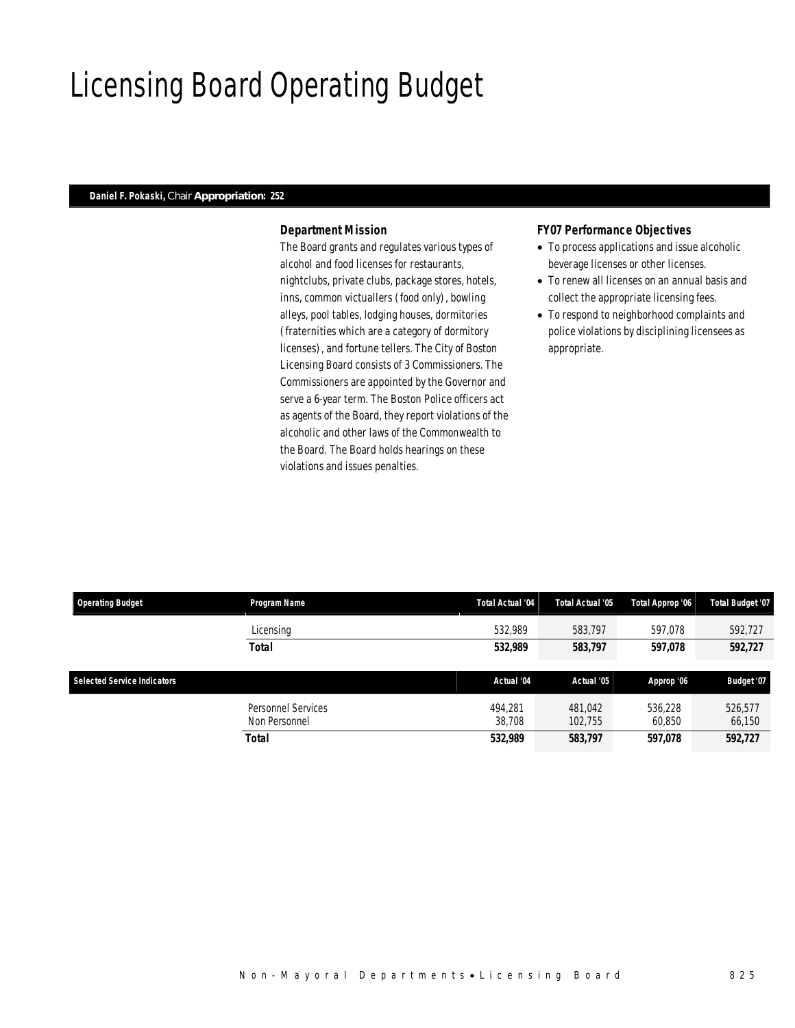# Licensing Board Operating Budget

**Daniel F. Pokaski,** Chair **Appropriation: 252**

### Department Mission

The Board grants and regulates various types of alcohol and food licenses for restaurants, nightclubs, private clubs, package stores, hotels, inns, common victuallers (food only), bowling alleys, pool tables, lodging houses, dormitories (fraternities which are a category of dormitory licenses), and fortune tellers. The City of Boston Licensing Board consists of 3 Commissioners. The Commissioners are appointed by the Governor and serve a 6-year term. The Boston Police officers act as agents of the Board, they report violations of the alcoholic and other laws of the Commonwealth to the Board. The Board holds hearings on these violations and issues penalties.

### FY07 Performance Objectives

- To process applications and issue alcoholic beverage licenses or other licenses.
- To renew all licenses on an annual basis and collect the appropriate licensing fees.
- To respond to neighborhood complaints and police violations by disciplining licensees as appropriate.

| Operating Budget | Program Name | Total Actual '04 | Total Actual '05 | Total Approp '06 | Total Budget '07 |
|---|---|---|---|---|---|
| | Licensing | 532,989 | 583,797 | 597,078 | 592,727 |
| | **Total** | **532,989** | **583,797** | **597,078** | **592,727** |

| Selected Service Indicators | | Actual '04 | Actual '05 | Approp '06 | Budget '07 |
|---|---|---|---|---|---|
| | Personnel Services | 494,281 | 481,042 | 536,228 | 526,577 |
| | Non Personnel | 38,708 | 102,755 | 60,850 | 66,150 |
| | **Total** | **532,989** | **583,797** | **597,078** | **592,727** |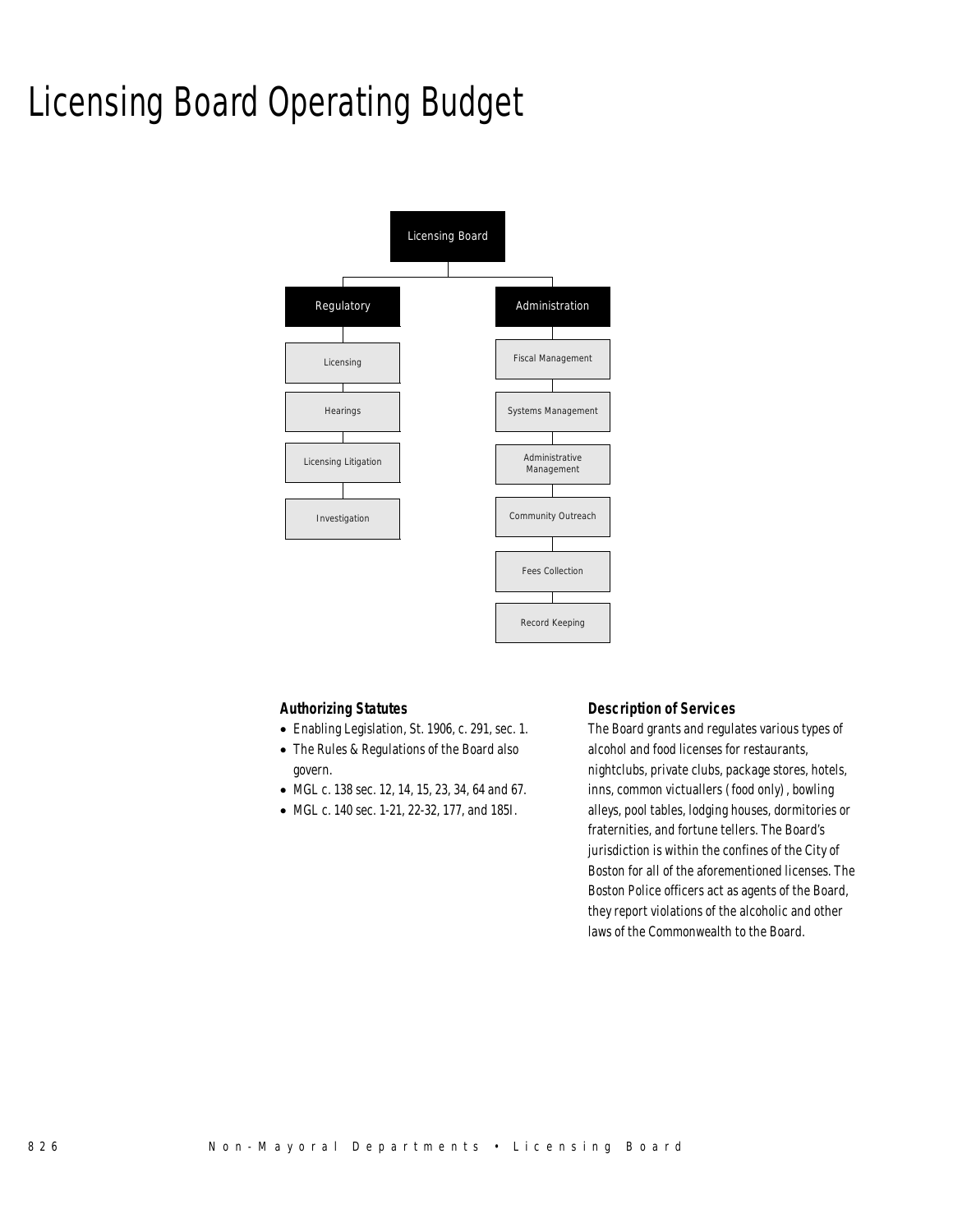# Licensing Board Operating Budget

Licensing Board

Regulatory

Licensing

Hearings

Licensing Litigation

Investigation

Administration

Fiscal Management

Systems Management

Administrative Management

Community Outreach

Fees Collection

Record Keeping

### Authorizing Statutes

- Enabling Legislation, St. 1906, c. 291, sec. 1.
- The Rules & Regulations of the Board also govern.
- MGL c. 138 sec. 12, 14, 15, 23, 34, 64 and 67.
- MGL c. 140 sec. 1-21, 22-32, 177, and 185I.

### Description of Services

The Board grants and regulates various types of alcohol and food licenses for restaurants, nightclubs, private clubs, package stores, hotels, inns, common victuallers (food only), bowling alleys, pool tables, lodging houses, dormitories or fraternities, and fortune tellers. The Board's jurisdiction is within the confines of the City of Boston for all of the aforementioned licenses. The Boston Police officers act as agents of the Board, they report violations of the alcoholic and other laws of the Commonwealth to the Board.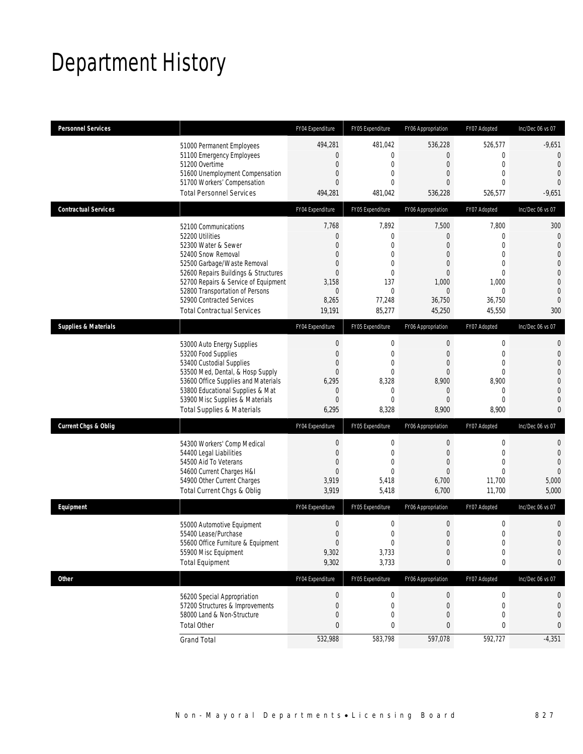# Department History

| Personnel Services | | FY04 Expenditure | FY05 Expenditure | FY06 Appropriation | FY07 Adopted | Inc/Dec 06 vs 07 |
|---|---|---|---|---|---|---|
| | 51000 Permanent Employees | 494,281 | 481,042 | 536,228 | 526,577 | -9,651 |
| | 51100 Emergency Employees | 0 | 0 | 0 | 0 | 0 |
| | 51200 Overtime | 0 | 0 | 0 | 0 | 0 |
| | 51600 Unemployment Compensation | 0 | 0 | 0 | 0 | 0 |
| | 51700 Workers' Compensation | 0 | 0 | 0 | 0 | 0 |
| | Total Personnel Services | 494,281 | 481,042 | 536,228 | 526,577 | -9,651 |

| Contractual Services | | FY04 Expenditure | FY05 Expenditure | FY06 Appropriation | FY07 Adopted | Inc/Dec 06 vs 07 |
|---|---|---|---|---|---|---|
| | 52100 Communications | 7,768 | 7,892 | 7,500 | 7,800 | 300 |
| | 52200 Utilities | 0 | 0 | 0 | 0 | 0 |
| | 52300 Water & Sewer | 0 | 0 | 0 | 0 | 0 |
| | 52400 Snow Removal | 0 | 0 | 0 | 0 | 0 |
| | 52500 Garbage/Waste Removal | 0 | 0 | 0 | 0 | 0 |
| | 52600 Repairs Buildings & Structures | 0 | 0 | 0 | 0 | 0 |
| | 52700 Repairs & Service of Equipment | 3,158 | 137 | 1,000 | 1,000 | 0 |
| | 52800 Transportation of Persons | 0 | 0 | 0 | 0 | 0 |
| | 52900 Contracted Services | 8,265 | 77,248 | 36,750 | 36,750 | 0 |
| | Total Contractual Services | 19,191 | 85,277 | 45,250 | 45,550 | 300 |

| Supplies & Materials | | FY04 Expenditure | FY05 Expenditure | FY06 Appropriation | FY07 Adopted | Inc/Dec 06 vs 07 |
|---|---|---|---|---|---|---|
| | 53000 Auto Energy Supplies | 0 | 0 | 0 | 0 | 0 |
| | 53200 Food Supplies | 0 | 0 | 0 | 0 | 0 |
| | 53400 Custodial Supplies | 0 | 0 | 0 | 0 | 0 |
| | 53500 Med, Dental, & Hosp Supply | 0 | 0 | 0 | 0 | 0 |
| | 53600 Office Supplies and Materials | 6,295 | 8,328 | 8,900 | 8,900 | 0 |
| | 53800 Educational Supplies & Mat | 0 | 0 | 0 | 0 | 0 |
| | 53900 Misc Supplies & Materials | 0 | 0 | 0 | 0 | 0 |
| | Total Supplies & Materials | 6,295 | 8,328 | 8,900 | 8,900 | 0 |

| Current Chgs & Oblig | | FY04 Expenditure | FY05 Expenditure | FY06 Appropriation | FY07 Adopted | Inc/Dec 06 vs 07 |
|---|---|---|---|---|---|---|
| | 54300 Workers' Comp Medical | 0 | 0 | 0 | 0 | 0 |
| | 54400 Legal Liabilities | 0 | 0 | 0 | 0 | 0 |
| | 54500 Aid To Veterans | 0 | 0 | 0 | 0 | 0 |
| | 54600 Current Charges H&I | 0 | 0 | 0 | 0 | 0 |
| | 54900 Other Current Charges | 3,919 | 5,418 | 6,700 | 11,700 | 5,000 |
| | Total Current Chgs & Oblig | 3,919 | 5,418 | 6,700 | 11,700 | 5,000 |

| Equipment | | FY04 Expenditure | FY05 Expenditure | FY06 Appropriation | FY07 Adopted | Inc/Dec 06 vs 07 |
|---|---|---|---|---|---|---|
| | 55000 Automotive Equipment | 0 | 0 | 0 | 0 | 0 |
| | 55400 Lease/Purchase | 0 | 0 | 0 | 0 | 0 |
| | 55600 Office Furniture & Equipment | 0 | 0 | 0 | 0 | 0 |
| | 55900 Misc Equipment | 9,302 | 3,733 | 0 | 0 | 0 |
| | Total Equipment | 9,302 | 3,733 | 0 | 0 | 0 |

| Other | | FY04 Expenditure | FY05 Expenditure | FY06 Appropriation | FY07 Adopted | Inc/Dec 06 vs 07 |
|---|---|---|---|---|---|---|
| | 56200 Special Appropriation | 0 | 0 | 0 | 0 | 0 |
| | 57200 Structures & Improvements | 0 | 0 | 0 | 0 | 0 |
| | 58000 Land & Non-Structure | 0 | 0 | 0 | 0 | 0 |
| | Total Other | 0 | 0 | 0 | 0 | 0 |
| | Grand Total | 532,988 | 583,798 | 597,078 | 592,727 | -4,351 |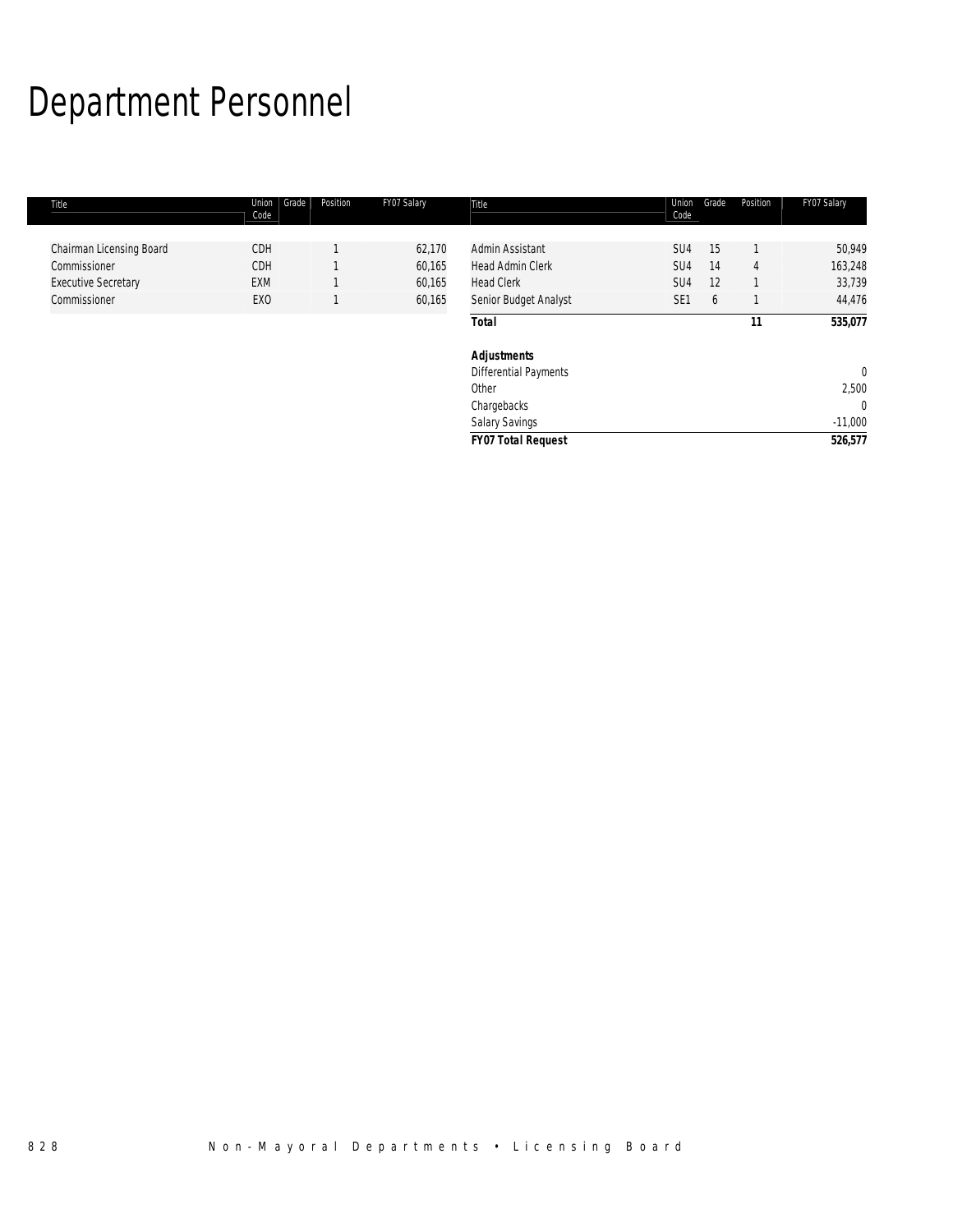# Department Personnel

| Title | Union Code | Grade | Position | FY07 Salary |
|---|---|---|---|---|
| Chairman Licensing Board | CDH | | 1 | 62,170 |
| Commissioner | CDH | | 1 | 60,165 |
| Executive Secretary | EXM | | 1 | 60,165 |
| Commissioner | EXO | | 1 | 60,165 |
| Admin Assistant | SU4 | 15 | 1 | 50,949 |
| Head Admin Clerk | SU4 | 14 | 4 | 163,248 |
| Head Clerk | SU4 | 12 | 1 | 33,739 |
| Senior Budget Analyst | SE1 | 6 | 1 | 44,476 |
| **Total** | | | **11** | **535,077** |
| ***Adjustments*** | | | | |
| Differential Payments | | | | 0 |
| Other | | | | 2,500 |
| Chargebacks | | | | 0 |
| Salary Savings | | | | -11,000 |
| ***FY07 Total Request*** | | | | **526,577** |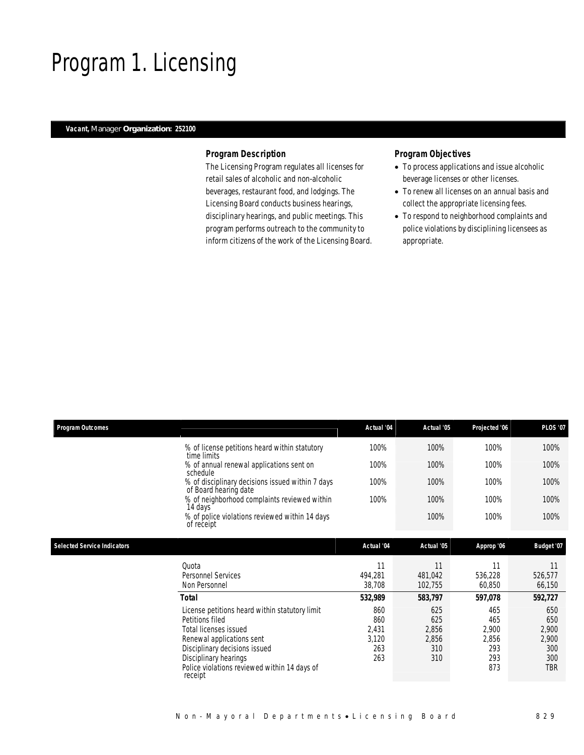# Program 1. Licensing

***Vacant,*** *Manager* **Organization: 252100**

### Program Description

The Licensing Program regulates all licenses for retail sales of alcoholic and non-alcoholic beverages, restaurant food, and lodgings. The Licensing Board conducts business hearings, disciplinary hearings, and public meetings. This program performs outreach to the community to inform citizens of the work of the Licensing Board.

### Program Objectives

- To process applications and issue alcoholic beverage licenses or other licenses.
- To renew all licenses on an annual basis and collect the appropriate licensing fees.
- To respond to neighborhood complaints and police violations by disciplining licensees as appropriate.

| Program Outcomes | Actual '04 | Actual '05 | Projected '06 | PLOS '07 |
|---|---|---|---|---|
| % of license petitions heard within statutory time limits | 100% | 100% | 100% | 100% |
| % of annual renewal applications sent on schedule | 100% | 100% | 100% | 100% |
| % of disciplinary decisions issued within 7 days of Board hearing date | 100% | 100% | 100% | 100% |
| % of neighborhood complaints reviewed within 14 days | 100% | 100% | 100% | 100% |
| % of police violations reviewed within 14 days of receipt | | 100% | 100% | 100% |

| Selected Service Indicators | Actual '04 | Actual '05 | Approp '06 | Budget '07 |
|---|---|---|---|---|
| Quota | 11 | 11 | 11 | 11 |
| Personnel Services | 494,281 | 481,042 | 536,228 | 526,577 |
| Non Personnel | 38,708 | 102,755 | 60,850 | 66,150 |
| **Total** | **532,989** | **583,797** | **597,078** | **592,727** |
| License petitions heard within statutory limit | 860 | 625 | 465 | 650 |
| Petitions filed | 860 | 625 | 465 | 650 |
| Total licenses issued | 2,431 | 2,856 | 2,900 | 2,900 |
| Renewal applications sent | 3,120 | 2,856 | 2,856 | 2,900 |
| Disciplinary decisions issued | 263 | 310 | 293 | 300 |
| Disciplinary hearings | 263 | 310 | 293 | 300 |
| Police violations reviewed within 14 days of receipt | | | 873 | TBR |